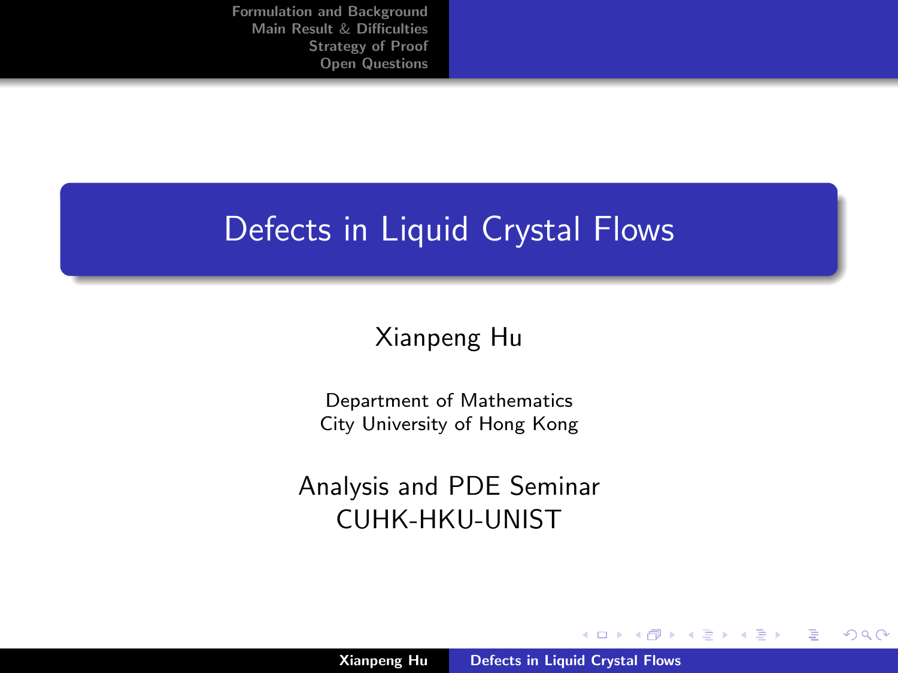# Defects in Liquid Crystal Flows

Xianpeng Hu

Department of Mathematics
City University of Hong Kong

Analysis and PDE Seminar
CUHK-HKU-UNIST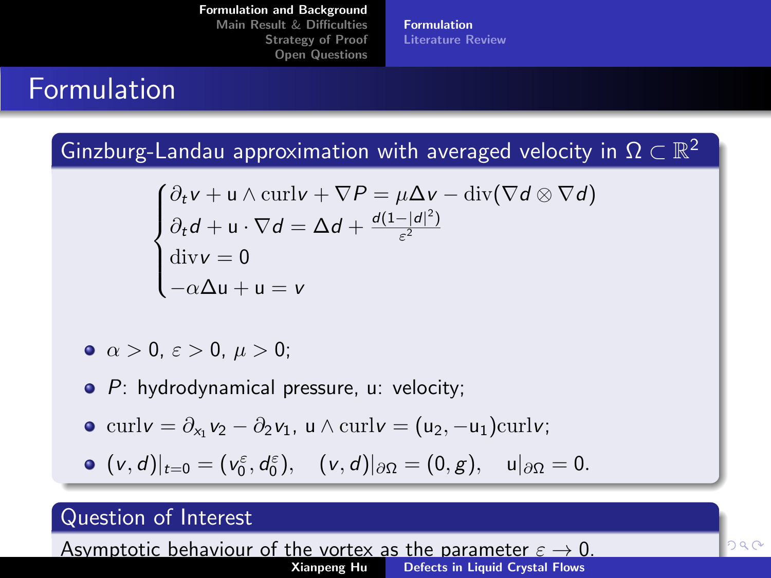# Formulation

## Ginzburg-Landau approximation with averaged velocity in $\Omega \subset \mathbb{R}^2$

$$
\begin{cases}
\partial_t v + \mathrm{u} \wedge \mathrm{curl} v + \nabla P = \mu \Delta v - \mathrm{div}(\nabla d \otimes \nabla d) \\
\partial_t d + \mathrm{u} \cdot \nabla d = \Delta d + \frac{d(1-|d|^2)}{\varepsilon^2} \\
\mathrm{div} v = 0 \\
-\alpha \Delta \mathrm{u} + \mathrm{u} = v
\end{cases}
$$

- $\alpha > 0$, $\varepsilon > 0$, $\mu > 0$;
- $P$: hydrodynamical pressure, $\mathrm{u}$: velocity;
- $\mathrm{curl} v = \partial_{x_1} v_2 - \partial_2 v_1$, $\mathrm{u} \wedge \mathrm{curl} v = (\mathrm{u}_2, -\mathrm{u}_1)\mathrm{curl} v$;
- $(v, d)|_{t=0} = (v_0^\varepsilon, d_0^\varepsilon)$, $\quad (v, d)|_{\partial\Omega} = (0, g)$, $\quad \mathrm{u}|_{\partial\Omega} = 0$.

## Question of Interest

Asymptotic behaviour of the vortex as the parameter $\varepsilon \to 0$.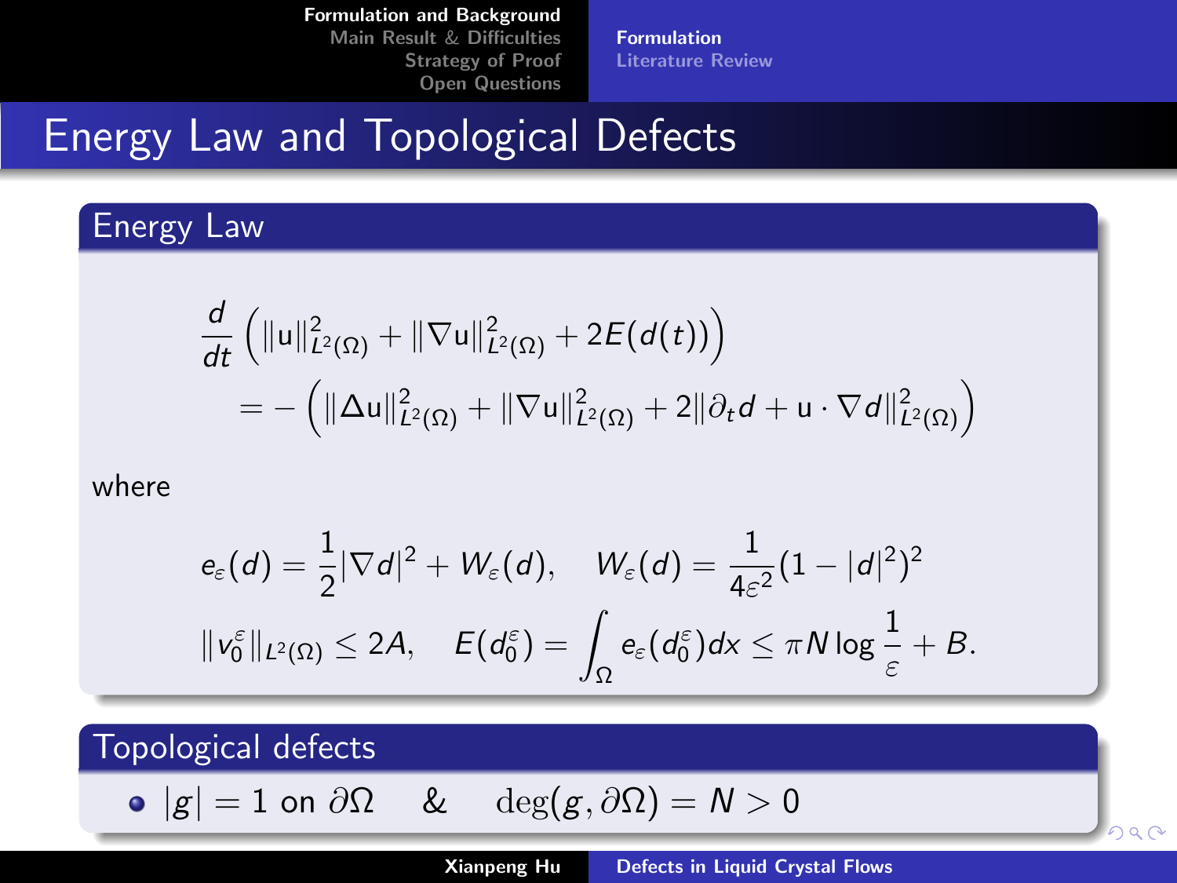# Energy Law and Topological Defects

## Energy Law

$$
\frac{d}{dt}\left(\|\mathrm{u}\|_{L^2(\Omega)}^2 + \|\nabla \mathrm{u}\|_{L^2(\Omega)}^2 + 2E(d(t))\right)
= -\left(\|\Delta \mathrm{u}\|_{L^2(\Omega)}^2 + \|\nabla \mathrm{u}\|_{L^2(\Omega)}^2 + 2\|\partial_t d + \mathrm{u}\cdot\nabla d\|_{L^2(\Omega)}^2\right)
$$

where

$$
e_\varepsilon(d) = \frac{1}{2}|\nabla d|^2 + W_\varepsilon(d), \quad W_\varepsilon(d) = \frac{1}{4\varepsilon^2}(1-|d|^2)^2
$$

$$
\|v_0^\varepsilon\|_{L^2(\Omega)} \le 2A, \quad E(d_0^\varepsilon) = \int_\Omega e_\varepsilon(d_0^\varepsilon)dx \le \pi N \log\frac{1}{\varepsilon} + B.
$$

## Topological defects

- $|g| = 1$ on $\partial\Omega$ & $\deg(g, \partial\Omega) = N > 0$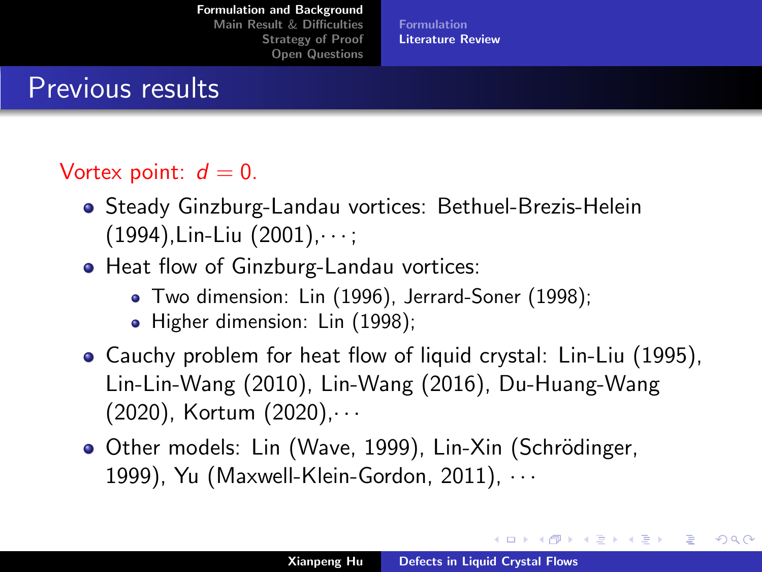# Previous results

Vortex point: $d = 0$.

- Steady Ginzburg-Landau vortices: Bethuel-Brezis-Helein (1994),Lin-Liu (2001),$\cdots$;
- Heat flow of Ginzburg-Landau vortices:
  - Two dimension: Lin (1996), Jerrard-Soner (1998);
  - Higher dimension: Lin (1998);
- Cauchy problem for heat flow of liquid crystal: Lin-Liu (1995), Lin-Lin-Wang (2010), Lin-Wang (2016), Du-Huang-Wang (2020), Kortum (2020),$\cdots$
- Other models: Lin (Wave, 1999), Lin-Xin (Schrödinger, 1999), Yu (Maxwell-Klein-Gordon, 2011), $\cdots$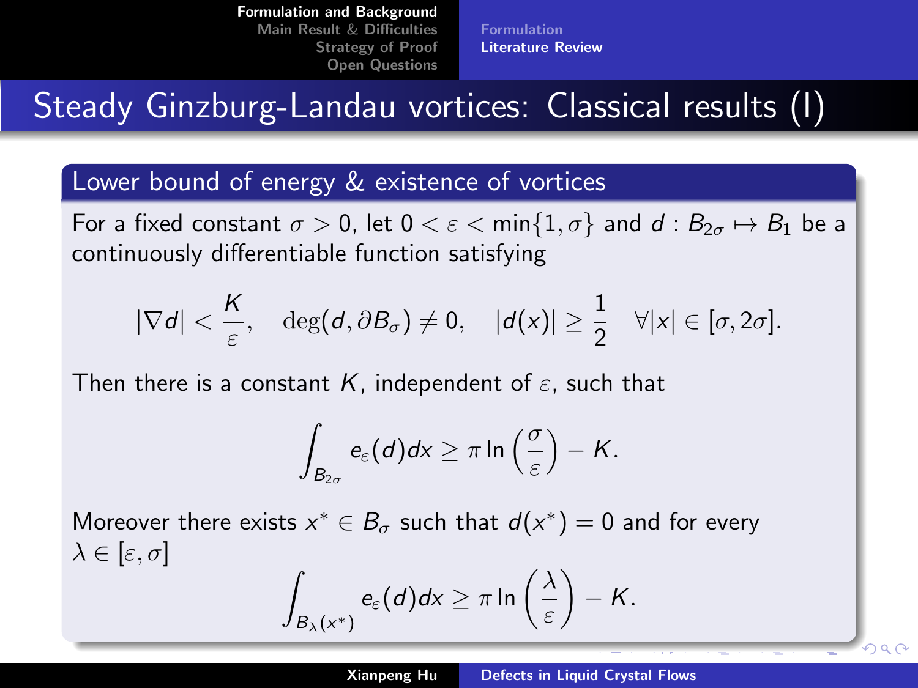# Steady Ginzburg-Landau vortices: Classical results (I)

## Lower bound of energy & existence of vortices

For a fixed constant $\sigma > 0$, let $0 < \varepsilon < \min\{1, \sigma\}$ and $d : B_{2\sigma} \mapsto B_1$ be a continuously differentiable function satisfying

$$|\nabla d| < \frac{K}{\varepsilon}, \quad \deg(d, \partial B_\sigma) \neq 0, \quad |d(x)| \geq \frac{1}{2} \quad \forall |x| \in [\sigma, 2\sigma].$$

Then there is a constant $K$, independent of $\varepsilon$, such that

$$\int_{B_{2\sigma}} e_\varepsilon(d) dx \geq \pi \ln\left(\frac{\sigma}{\varepsilon}\right) - K.$$

Moreover there exists $x^* \in B_\sigma$ such that $d(x^*) = 0$ and for every $\lambda \in [\varepsilon, \sigma]$

$$\int_{B_\lambda(x^*)} e_\varepsilon(d) dx \geq \pi \ln\left(\frac{\lambda}{\varepsilon}\right) - K.$$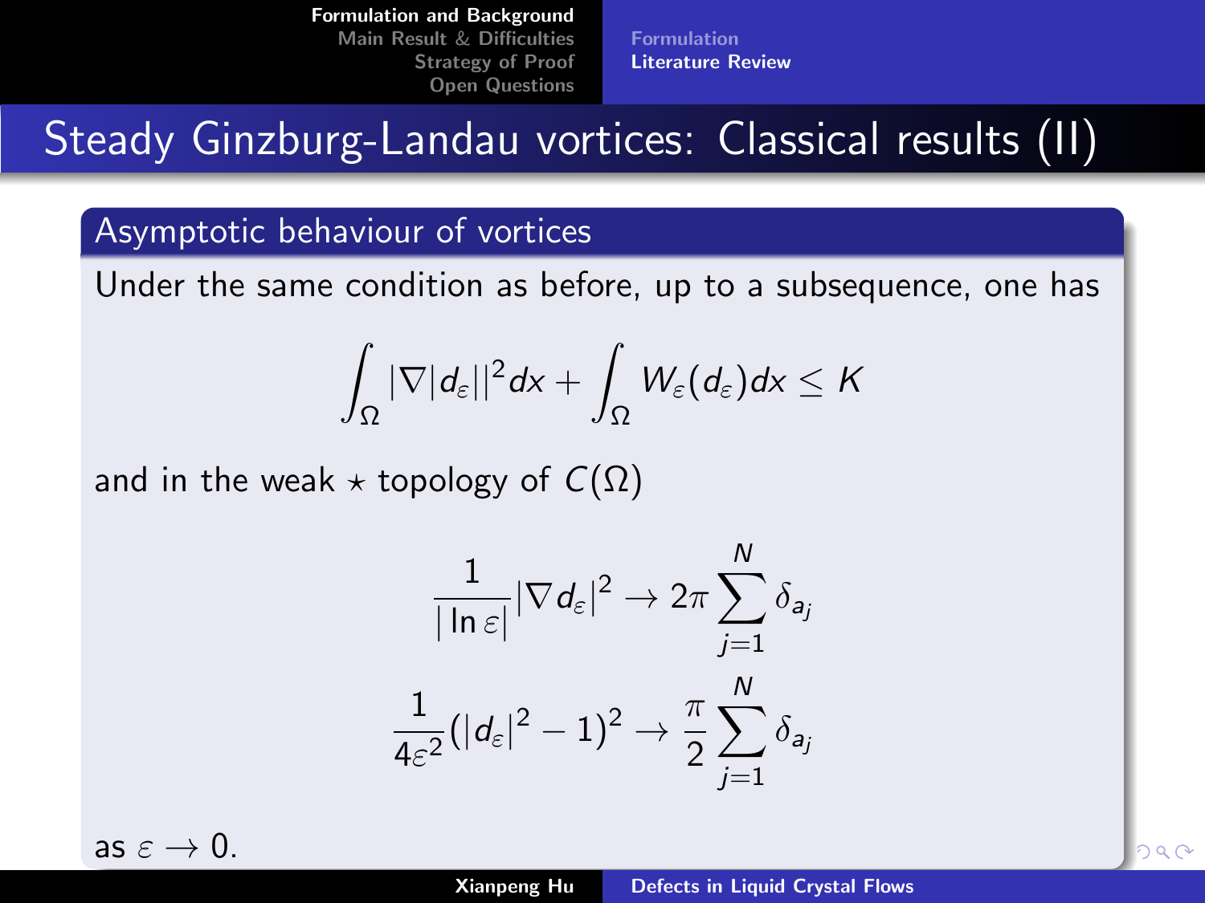# Steady Ginzburg-Landau vortices: Classical results (II)

## Asymptotic behaviour of vortices

Under the same condition as before, up to a subsequence, one has

$$\int_\Omega |\nabla |d_\varepsilon||^2 dx + \int_\Omega W_\varepsilon(d_\varepsilon) dx \leq K$$

and in the weak $\star$ topology of $C(\Omega)$

$$\frac{1}{|\ln \varepsilon|} |\nabla d_\varepsilon|^2 \to 2\pi \sum_{j=1}^{N} \delta_{a_j}$$

$$\frac{1}{4\varepsilon^2} (|d_\varepsilon|^2 - 1)^2 \to \frac{\pi}{2} \sum_{j=1}^{N} \delta_{a_j}$$

as $\varepsilon \to 0$.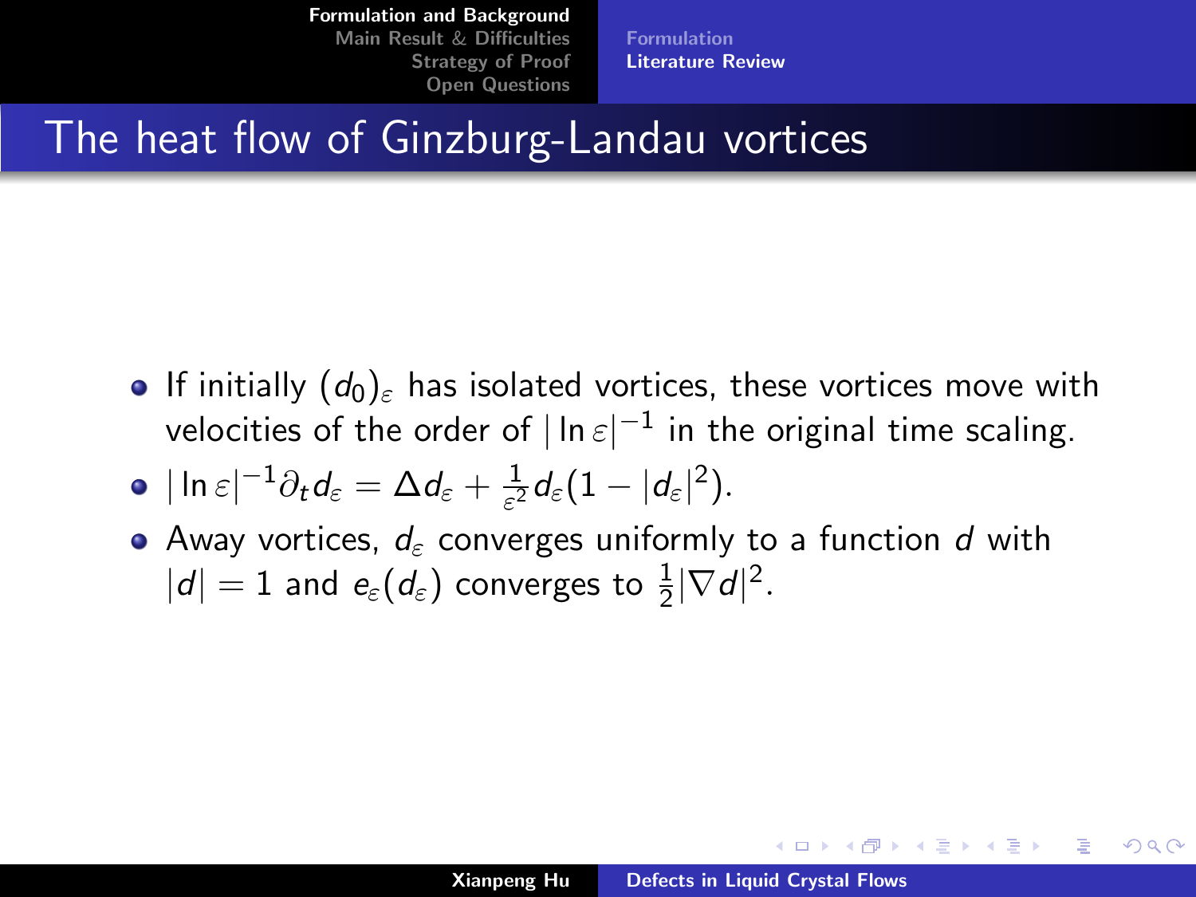## The heat flow of Ginzburg-Landau vortices

- If initially $(d_0)_\varepsilon$ has isolated vortices, these vortices move with velocities of the order of $|\ln \varepsilon|^{-1}$ in the original time scaling.
- $|\ln \varepsilon|^{-1}\partial_t d_\varepsilon = \Delta d_\varepsilon + \frac{1}{\varepsilon^2} d_\varepsilon(1 - |d_\varepsilon|^2)$.
- Away vortices, $d_\varepsilon$ converges uniformly to a function $d$ with $|d| = 1$ and $e_\varepsilon(d_\varepsilon)$ converges to $\frac{1}{2}|\nabla d|^2$.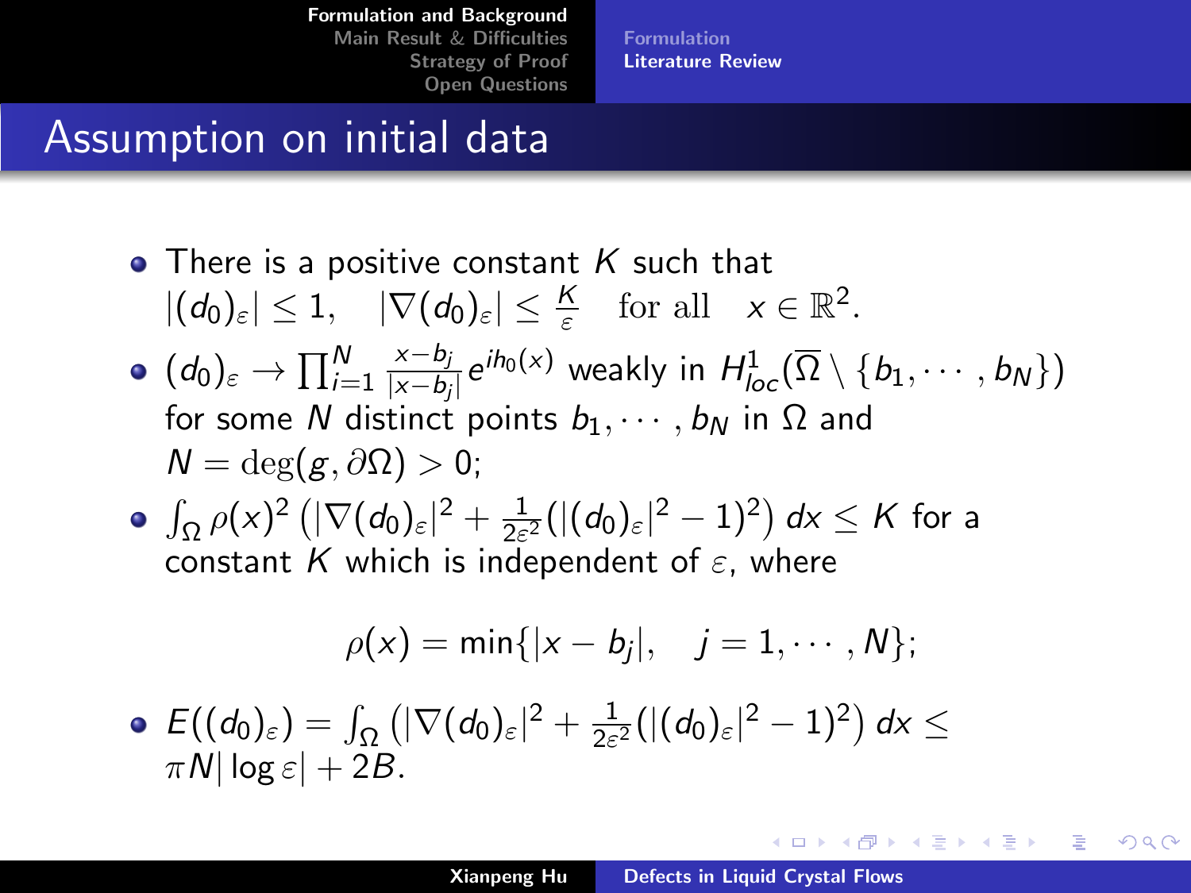# Assumption on initial data

- There is a positive constant $K$ such that $|(d_0)_\varepsilon| \leq 1, \quad |\nabla (d_0)_\varepsilon| \leq \frac{K}{\varepsilon} \quad \text{for all} \quad x \in \mathbb{R}^2.$
- $(d_0)_\varepsilon \to \prod_{i=1}^{N} \frac{x-b_j}{|x-b_j|} e^{ih_0(x)}$ weakly in $H^1_{loc}(\overline{\Omega} \setminus \{b_1, \cdots, b_N\})$ for some $N$ distinct points $b_1, \cdots, b_N$ in $\Omega$ and $N = \deg(g, \partial\Omega) > 0$;
- $\int_\Omega \rho(x)^2 \left( |\nabla (d_0)_\varepsilon|^2 + \frac{1}{2\varepsilon^2}(|(d_0)_\varepsilon|^2 - 1)^2 \right) dx \leq K$ for a constant $K$ which is independent of $\varepsilon$, where

$$\rho(x) = \min\{|x - b_j|, \quad j = 1, \cdots, N\};$$

- $E((d_0)_\varepsilon) = \int_\Omega \left( |\nabla (d_0)_\varepsilon|^2 + \frac{1}{2\varepsilon^2}(|(d_0)_\varepsilon|^2 - 1)^2 \right) dx \leq \pi N |\log \varepsilon| + 2B.$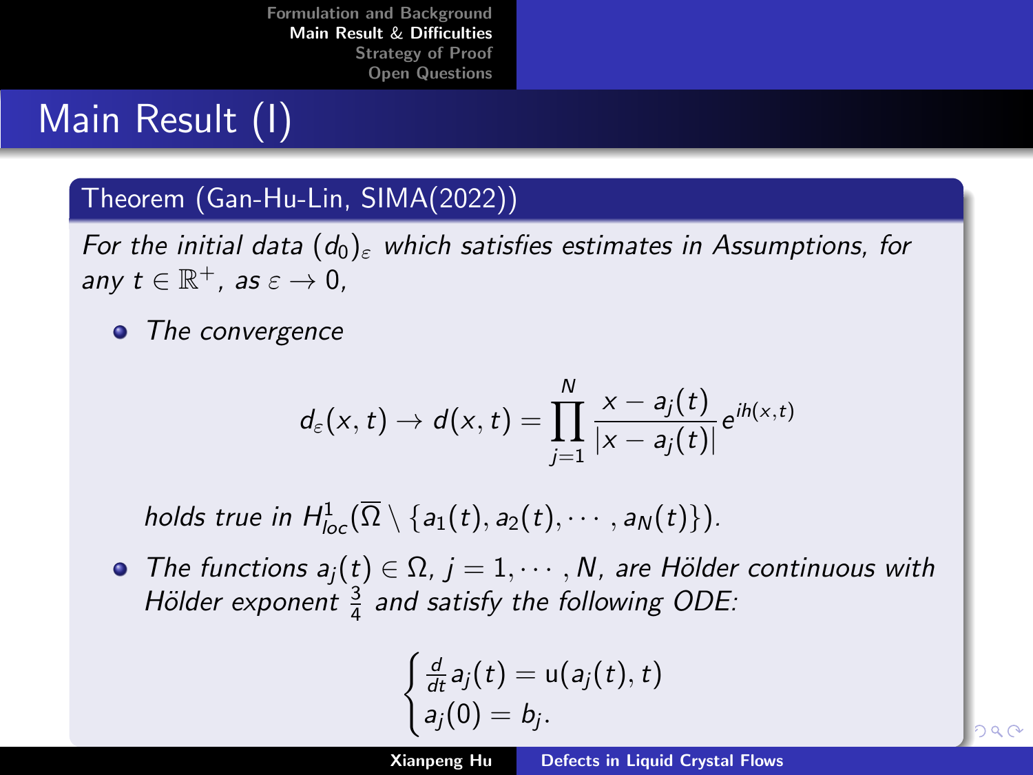# Main Result (I)

**Theorem (Gan-Hu-Lin, SIMA(2022))**

*For the initial data $(d_0)_\varepsilon$ which satisfies estimates in Assumptions, for any $t \in \mathbb{R}^+$, as $\varepsilon \to 0$,*

- *The convergence*

$$d_\varepsilon(x,t) \to d(x,t) = \prod_{j=1}^{N} \frac{x - a_j(t)}{|x - a_j(t)|} e^{ih(x,t)}$$

  *holds true in $H^1_{loc}(\overline{\Omega} \setminus \{a_1(t), a_2(t), \cdots, a_N(t)\})$.*

- *The functions $a_j(t) \in \Omega$, $j = 1, \cdots, N$, are Hölder continuous with Hölder exponent $\frac{3}{4}$ and satisfy the following ODE:*

$$\begin{cases} \frac{d}{dt} a_j(t) = \mathrm{u}(a_j(t), t) \\ a_j(0) = b_j. \end{cases}$$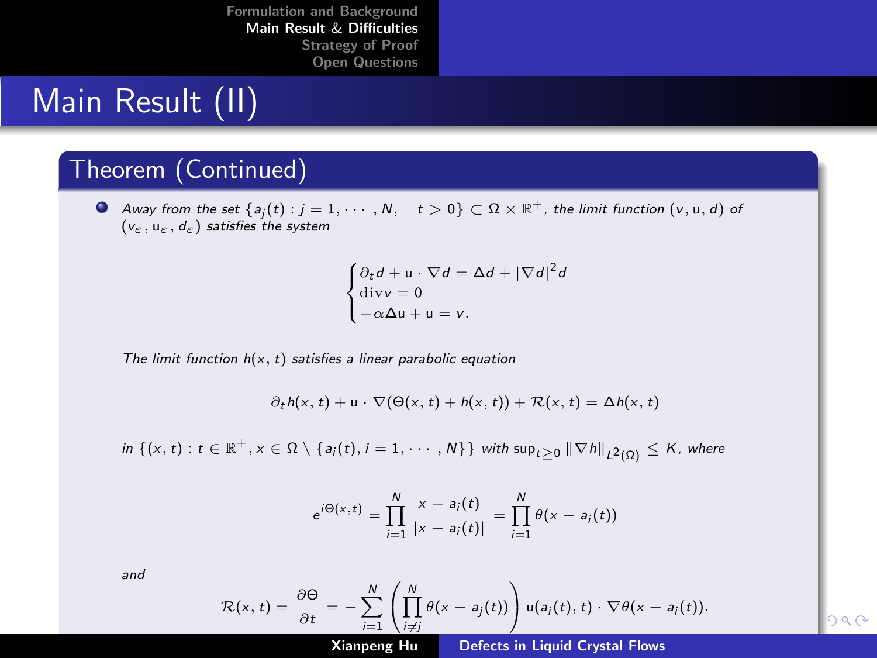# Main Result (II)

## Theorem (Continued)

- *Away from the set* $\{a_j(t) : j = 1, \cdots, N, \quad t > 0\} \subset \Omega \times \mathbb{R}^+$, *the limit function* $(v, \mathrm{u}, d)$ *of* $(v_\varepsilon, \mathrm{u}_\varepsilon, d_\varepsilon)$ *satisfies the system*

$$\begin{cases} \partial_t d + \mathrm{u} \cdot \nabla d = \Delta d + |\nabla d|^2 d \\ \mathrm{div} v = 0 \\ -\alpha \Delta \mathrm{u} + \mathrm{u} = v. \end{cases}$$

*The limit function* $h(x, t)$ *satisfies a linear parabolic equation*

$$\partial_t h(x, t) + \mathrm{u} \cdot \nabla(\Theta(x, t) + h(x, t)) + \mathcal{R}(x, t) = \Delta h(x, t)$$

*in* $\{(x, t) : t \in \mathbb{R}^+, x \in \Omega \setminus \{a_i(t), i = 1, \cdots, N\}\}$ *with* $\sup_{t \geq 0} \|\nabla h\|_{L^2(\Omega)} \leq K$, *where*

$$e^{i\Theta(x,t)} = \prod_{i=1}^{N} \frac{x - a_i(t)}{|x - a_i(t)|} = \prod_{i=1}^{N} \theta(x - a_i(t))$$

*and*

$$\mathcal{R}(x, t) = \frac{\partial \Theta}{\partial t} = -\sum_{i=1}^{N} \left( \prod_{i \neq j}^{N} \theta(x - a_j(t)) \right) \mathrm{u}(a_i(t), t) \cdot \nabla \theta(x - a_i(t)).$$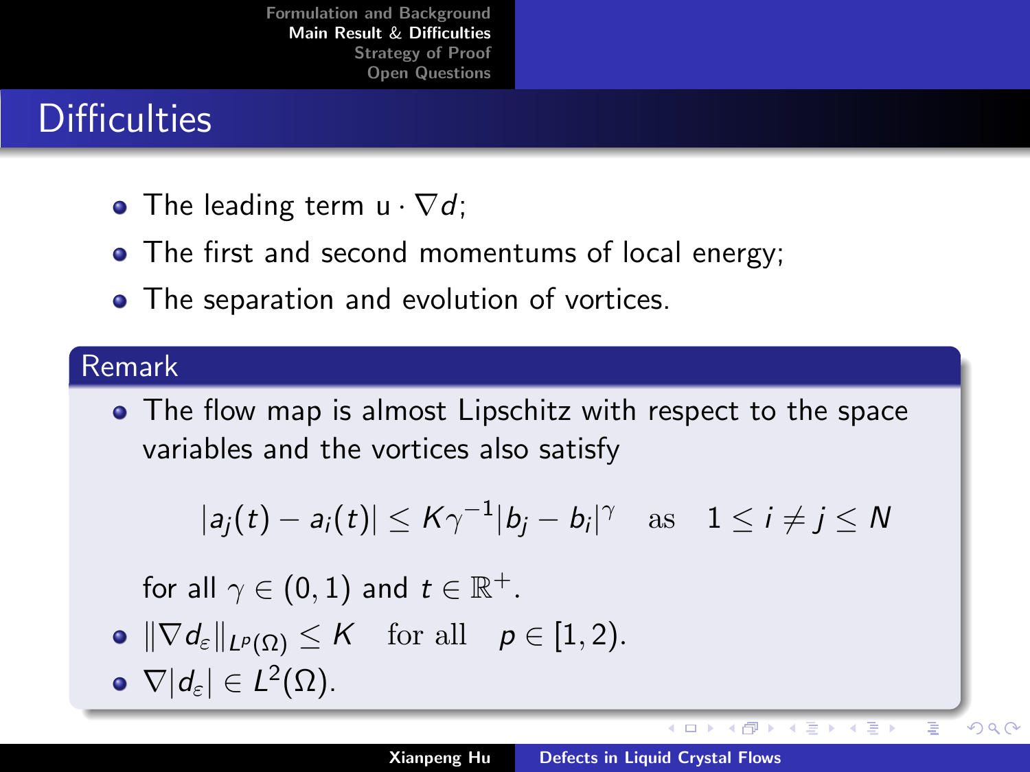# Difficulties

- The leading term $\mathrm{u} \cdot \nabla d$;
- The first and second momentums of local energy;
- The separation and evolution of vortices.

### Remark

- The flow map is almost Lipschitz with respect to the space variables and the vortices also satisfy

$$|a_j(t) - a_i(t)| \leq K\gamma^{-1}|b_j - b_i|^{\gamma} \quad \text{as} \quad 1 \leq i \neq j \leq N$$

  for all $\gamma \in (0, 1)$ and $t \in \mathbb{R}^+$.
- $\|\nabla d_\varepsilon\|_{L^p(\Omega)} \leq K \quad \text{for all} \quad p \in [1, 2).$
- $\nabla |d_\varepsilon| \in L^2(\Omega).$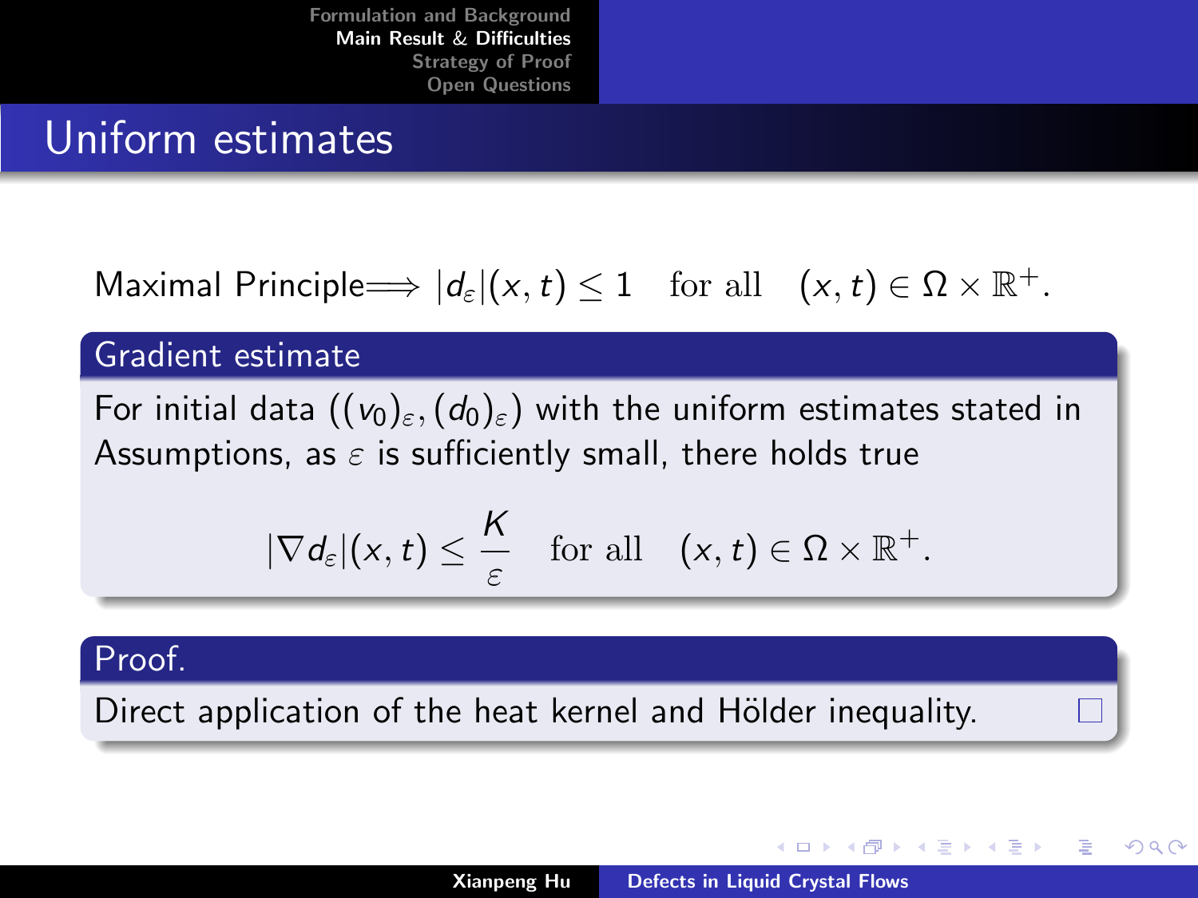## Uniform estimates

Maximal Principle$\Longrightarrow$ $|d_\varepsilon|(x,t) \leq 1 \quad \text{for all} \quad (x,t) \in \Omega \times \mathbb{R}^+.$

### Gradient estimate

For initial data $((v_0)_\varepsilon, (d_0)_\varepsilon)$ with the uniform estimates stated in Assumptions, as $\varepsilon$ is sufficiently small, there holds true

$$|\nabla d_\varepsilon|(x,t) \leq \frac{K}{\varepsilon} \quad \text{for all} \quad (x,t) \in \Omega \times \mathbb{R}^+.$$

### Proof.

Direct application of the heat kernel and Hölder inequality. □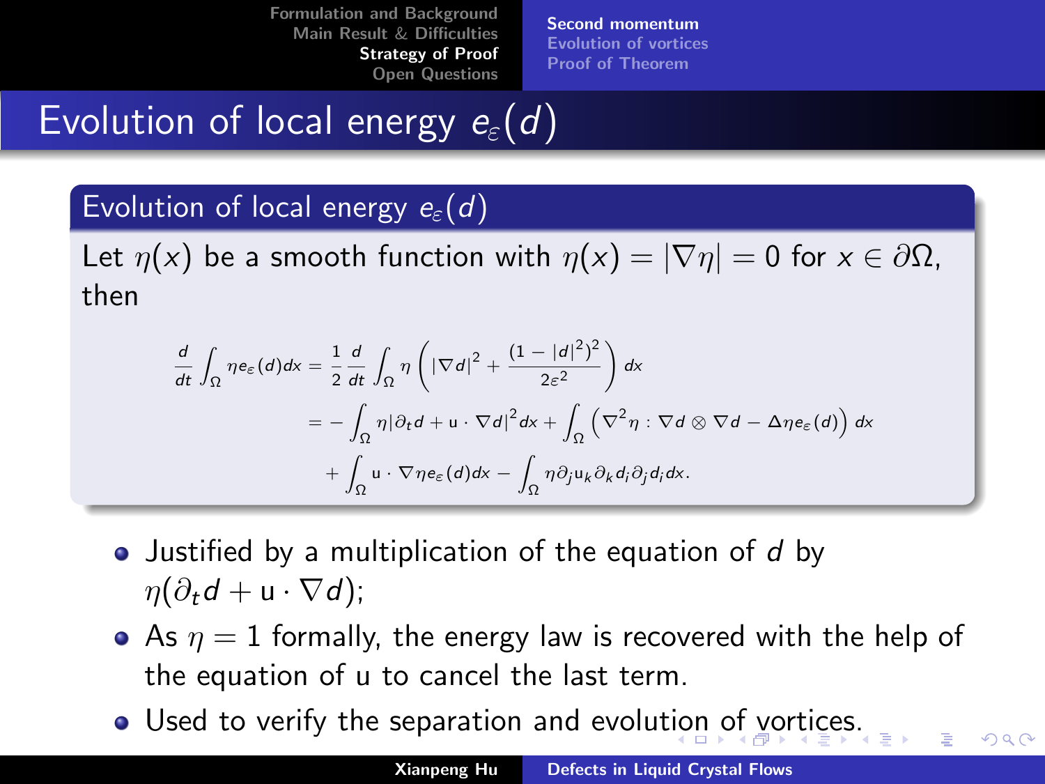# Evolution of local energy $e_\varepsilon(d)$

## Evolution of local energy $e_\varepsilon(d)$

Let $\eta(x)$ be a smooth function with $\eta(x) = |\nabla\eta| = 0$ for $x \in \partial\Omega$, then

$$
\begin{aligned}
\frac{d}{dt}\int_\Omega \eta e_\varepsilon(d)dx &= \frac{1}{2}\frac{d}{dt}\int_\Omega \eta\left(|\nabla d|^2 + \frac{(1-|d|^2)^2}{2\varepsilon^2}\right)dx \\
&= -\int_\Omega \eta|\partial_t d + \mathrm{u}\cdot\nabla d|^2 dx + \int_\Omega \left(\nabla^2\eta : \nabla d \otimes \nabla d - \Delta\eta e_\varepsilon(d)\right)dx \\
&\quad + \int_\Omega \mathrm{u}\cdot\nabla\eta e_\varepsilon(d)dx - \int_\Omega \eta\partial_j \mathrm{u}_k \partial_k d_i \partial_j d_i dx.
\end{aligned}
$$

- Justified by a multiplication of the equation of $d$ by $\eta(\partial_t d + \mathrm{u}\cdot\nabla d)$;
- As $\eta = 1$ formally, the energy law is recovered with the help of the equation of u to cancel the last term.
- Used to verify the separation and evolution of vortices.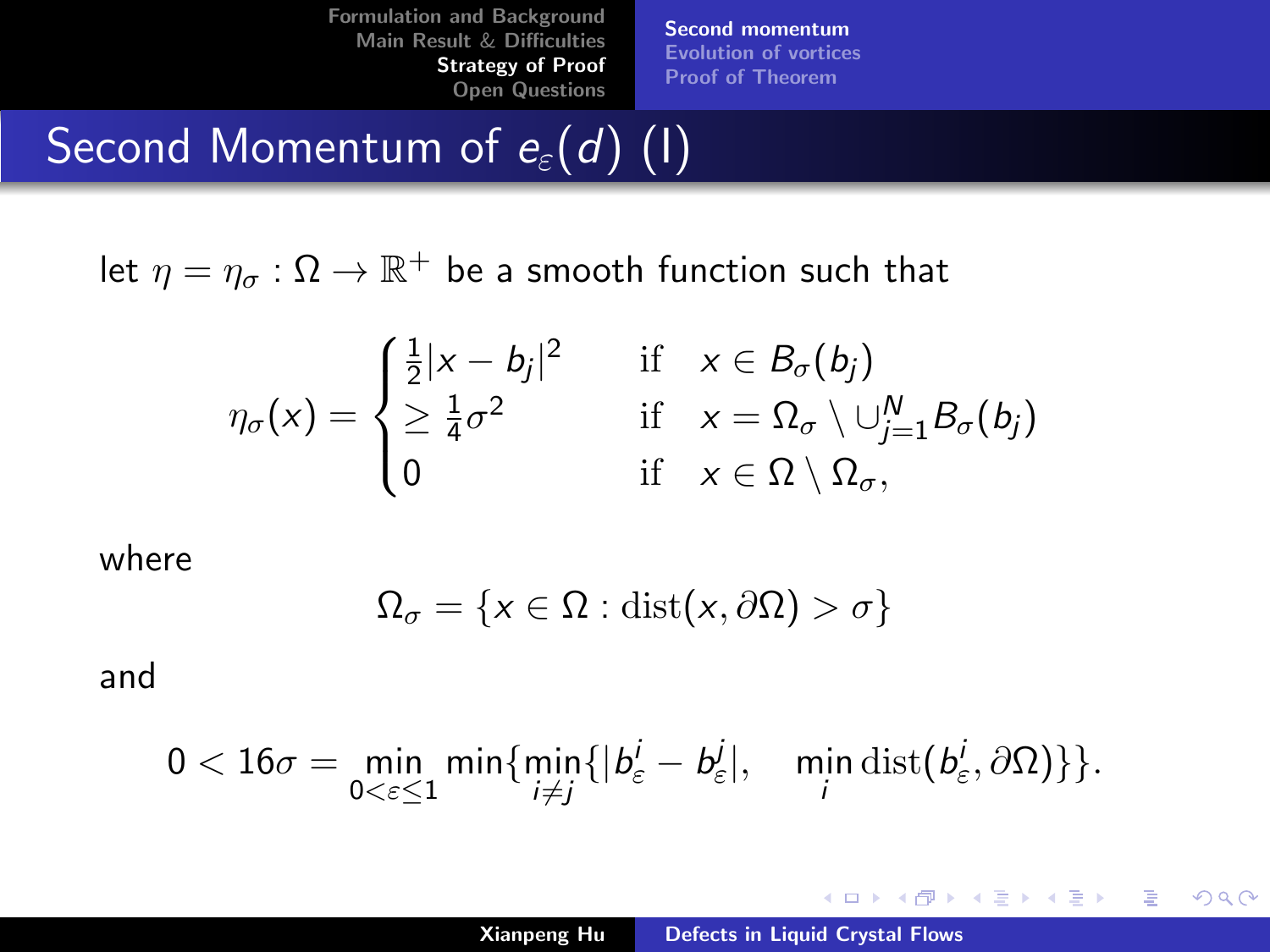# Second Momentum of $e_\varepsilon(d)$ (I)

let $\eta = \eta_\sigma : \Omega \to \mathbb{R}^+$ be a smooth function such that

$$\eta_\sigma(x) = \begin{cases} \frac{1}{2}|x - b_j|^2 & \text{if} \quad x \in B_\sigma(b_j) \\ \geq \frac{1}{4}\sigma^2 & \text{if} \quad x = \Omega_\sigma \setminus \cup_{j=1}^N B_\sigma(b_j) \\ 0 & \text{if} \quad x \in \Omega \setminus \Omega_\sigma, \end{cases}$$

where

$$\Omega_\sigma = \{x \in \Omega : \mathrm{dist}(x, \partial\Omega) > \sigma\}$$

and

$$0 < 16\sigma = \min_{0<\varepsilon\leq 1} \min\{\min_{i \neq j}\{|b^i_\varepsilon - b^j_\varepsilon|, \quad \min_i \mathrm{dist}(b^i_\varepsilon, \partial\Omega)\}\}.$$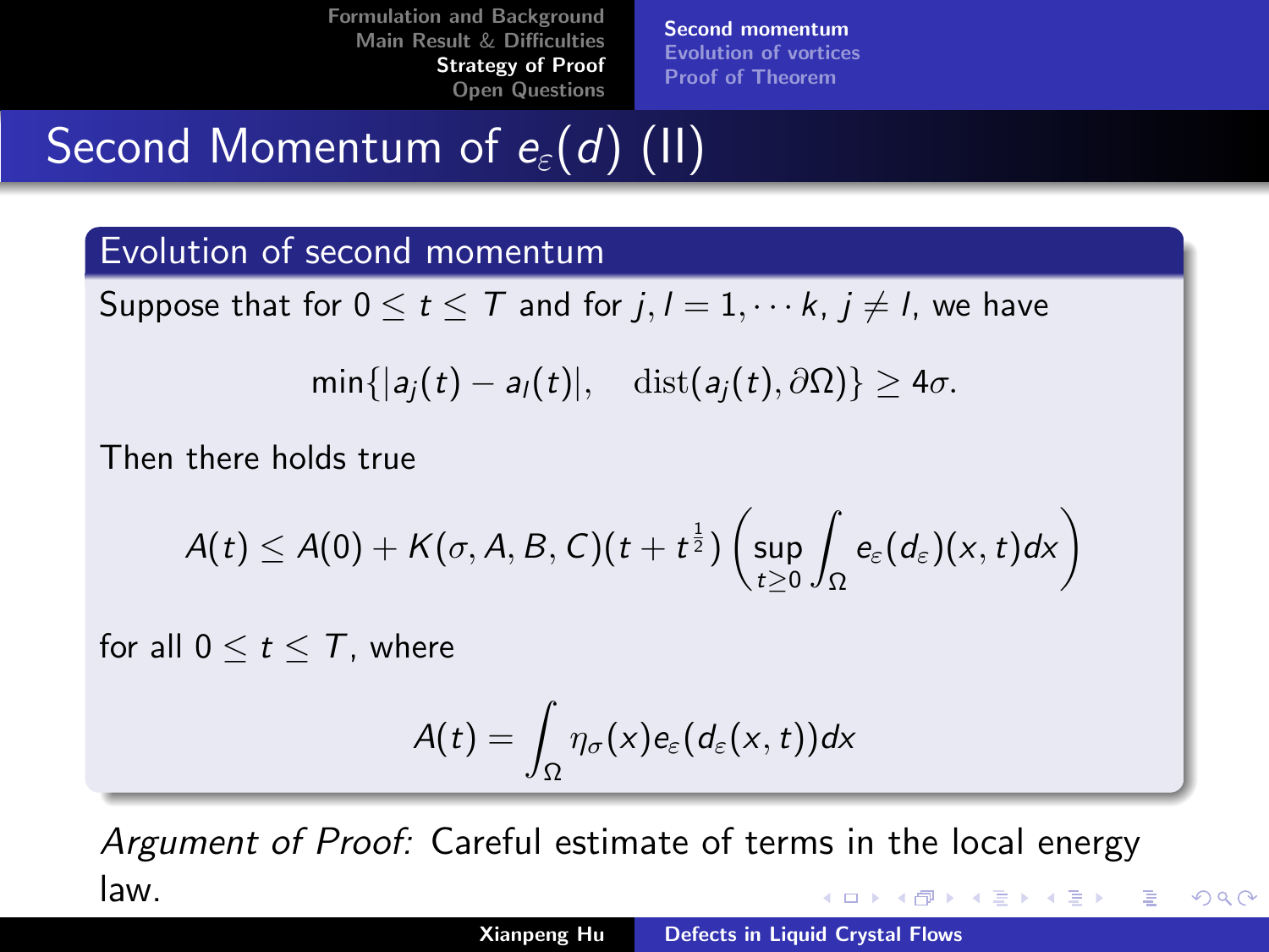# Second Momentum of $e_\varepsilon(d)$ (II)

## Evolution of second momentum

Suppose that for $0 \le t \le T$ and for $j, l = 1, \cdots k$, $j \neq l$, we have

$$\min\{|a_j(t) - a_l(t)|, \quad \mathrm{dist}(a_j(t), \partial\Omega)\} \ge 4\sigma.$$

Then there holds true

$$A(t) \le A(0) + K(\sigma, A, B, C)(t + t^{\frac{1}{2}}) \left( \sup_{t \ge 0} \int_\Omega e_\varepsilon(d_\varepsilon)(x,t)dx \right)$$

for all $0 \le t \le T$, where

$$A(t) = \int_\Omega \eta_\sigma(x) e_\varepsilon(d_\varepsilon(x,t))dx$$

*Argument of Proof:* Careful estimate of terms in the local energy law.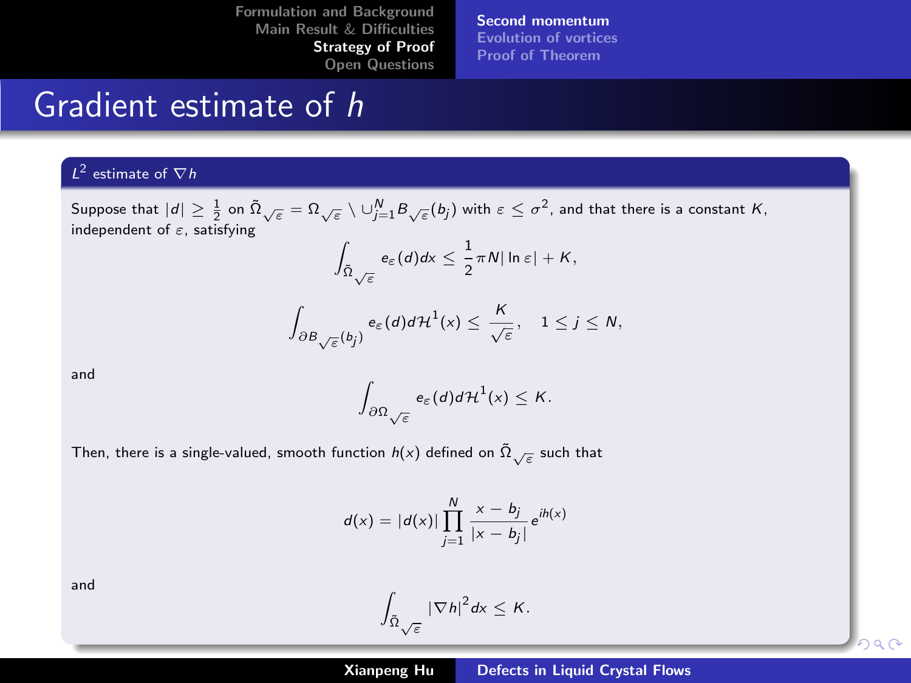# Gradient estimate of $h$

### $L^2$ estimate of $\nabla h$

Suppose that $|d| \geq \frac{1}{2}$ on $\tilde{\Omega}_{\sqrt{\varepsilon}} = \Omega_{\sqrt{\varepsilon}} \setminus \cup_{j=1}^{N} B_{\sqrt{\varepsilon}}(b_j)$ with $\varepsilon \leq \sigma^2$, and that there is a constant $K$, independent of $\varepsilon$, satisfying

$$\int_{\tilde{\Omega}_{\sqrt{\varepsilon}}} e_\varepsilon(d)dx \leq \frac{1}{2}\pi N|\ln \varepsilon| + K,$$

$$\int_{\partial B_{\sqrt{\varepsilon}}(b_j)} e_\varepsilon(d)d\mathcal{H}^1(x) \leq \frac{K}{\sqrt{\varepsilon}}, \quad 1 \leq j \leq N,$$

and

$$\int_{\partial \Omega_{\sqrt{\varepsilon}}} e_\varepsilon(d)d\mathcal{H}^1(x) \leq K.$$

Then, there is a single-valued, smooth function $h(x)$ defined on $\tilde{\Omega}_{\sqrt{\varepsilon}}$ such that

$$d(x) = |d(x)| \prod_{j=1}^{N} \frac{x - b_j}{|x - b_j|} e^{ih(x)}$$

and

$$\int_{\tilde{\Omega}_{\sqrt{\varepsilon}}} |\nabla h|^2 dx \leq K.$$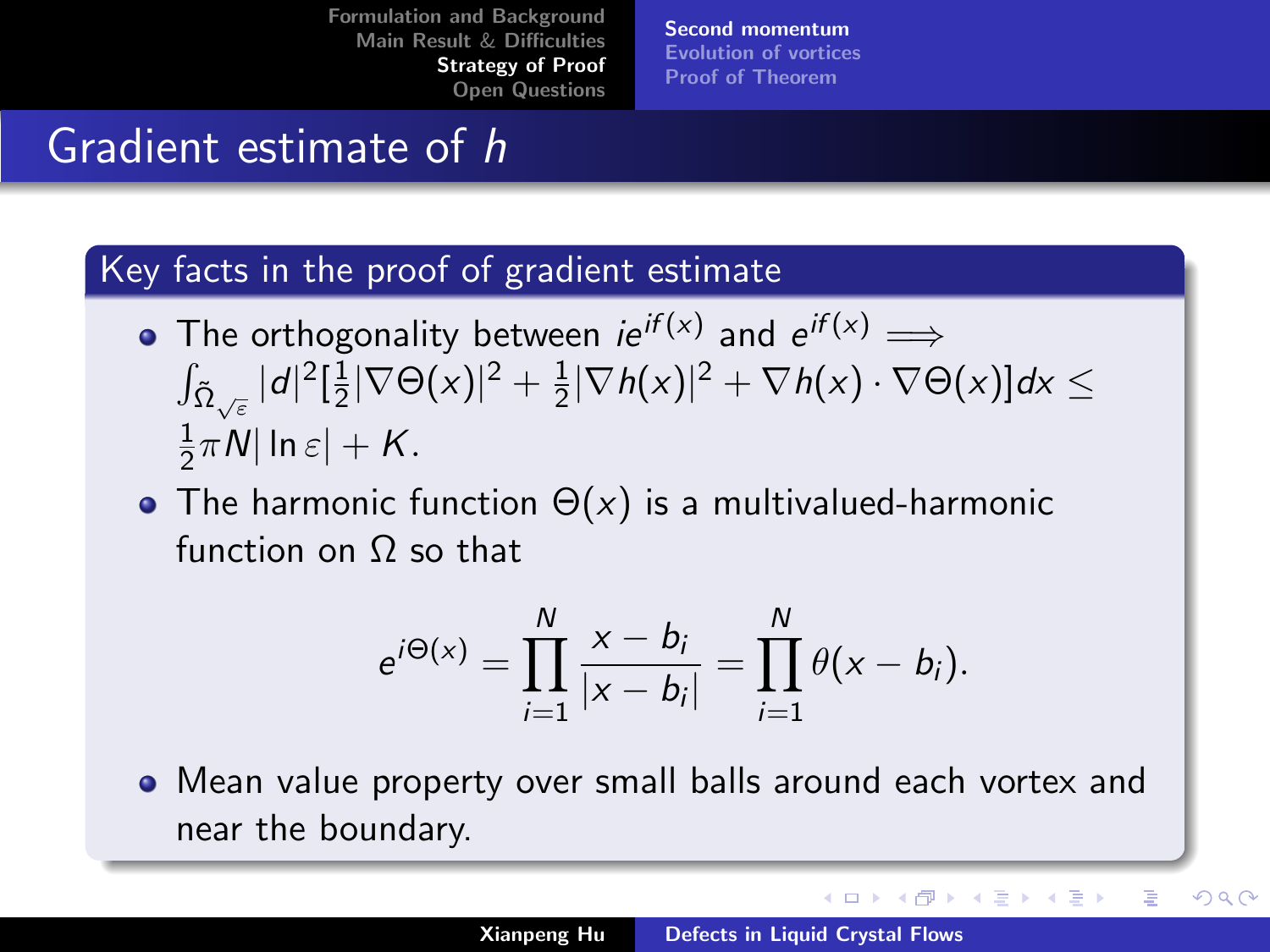# Gradient estimate of $h$

## Key facts in the proof of gradient estimate

- The orthogonality between $ie^{if(x)}$ and $e^{if(x)} \Longrightarrow$ $\int_{\tilde{\Omega}_{\sqrt{\varepsilon}}} |d|^2[\frac{1}{2}|\nabla\Theta(x)|^2 + \frac{1}{2}|\nabla h(x)|^2 + \nabla h(x)\cdot\nabla\Theta(x)]dx \leq \frac{1}{2}\pi N|\ln\varepsilon| + K.$
- The harmonic function $\Theta(x)$ is a multivalued-harmonic function on $\Omega$ so that

$$e^{i\Theta(x)} = \prod_{i=1}^{N} \frac{x - b_i}{|x - b_i|} = \prod_{i=1}^{N} \theta(x - b_i).$$

- Mean value property over small balls around each vortex and near the boundary.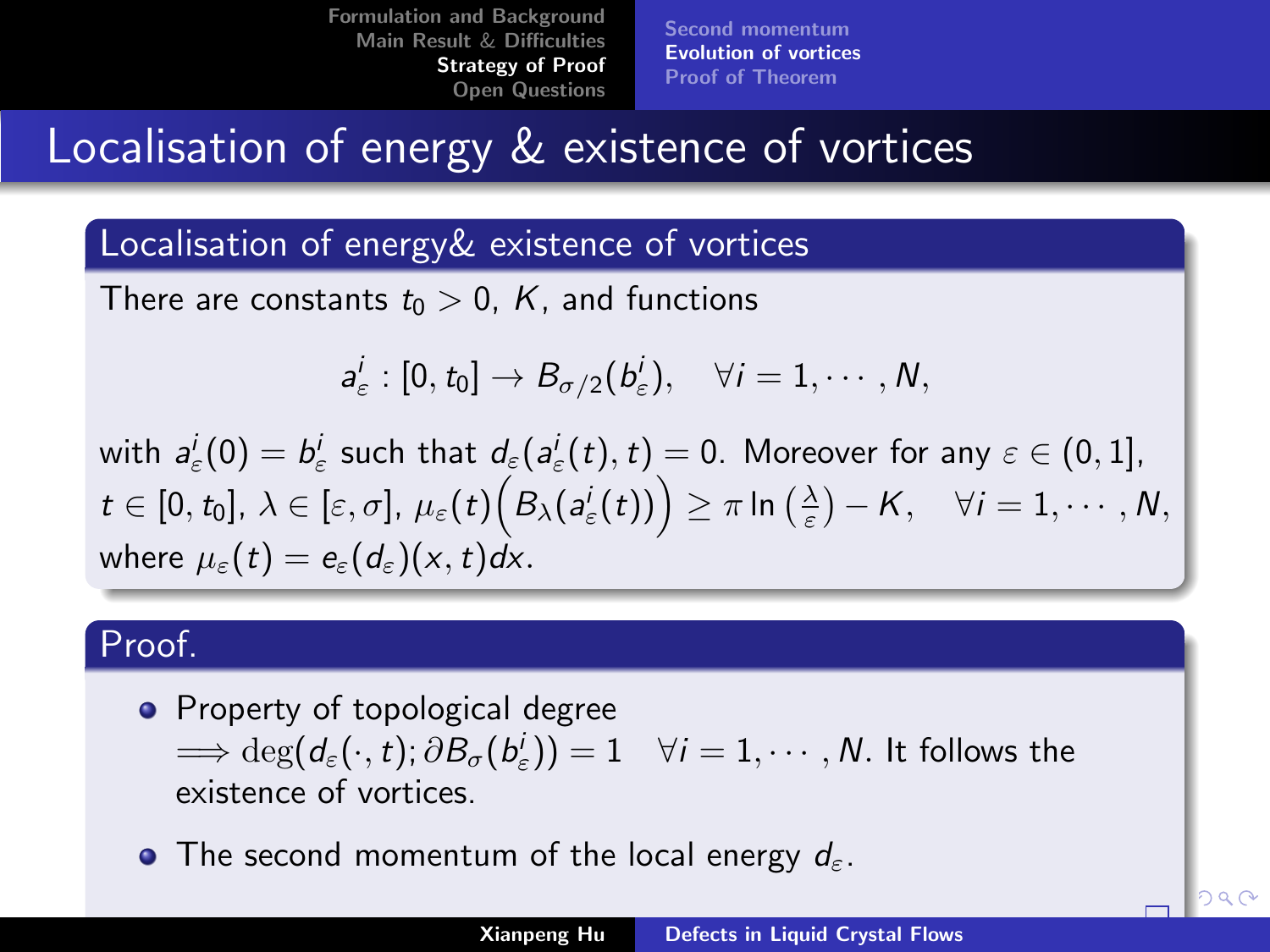# Localisation of energy & existence of vortices

## Localisation of energy& existence of vortices

There are constants $t_0 > 0$, $K$, and functions

$$a_\varepsilon^i : [0, t_0] \to B_{\sigma/2}(b_\varepsilon^i), \quad \forall i = 1, \cdots, N,$$

with $a_\varepsilon^i(0) = b_\varepsilon^i$ such that $d_\varepsilon(a_\varepsilon^i(t), t) = 0$. Moreover for any $\varepsilon \in (0, 1]$, $t \in [0, t_0]$, $\lambda \in [\varepsilon, \sigma]$, $\mu_\varepsilon(t)\Big(B_\lambda(a_\varepsilon^i(t))\Big) \geq \pi \ln\left(\frac{\lambda}{\varepsilon}\right) - K, \quad \forall i = 1, \cdots, N,$ where $\mu_\varepsilon(t) = e_\varepsilon(d_\varepsilon)(x, t)dx$.

## Proof.

- Property of topological degree $\Longrightarrow \deg(d_\varepsilon(\cdot, t); \partial B_\sigma(b_\varepsilon^i)) = 1 \quad \forall i = 1, \cdots, N$. It follows the existence of vortices.
- The second momentum of the local energy $d_\varepsilon$.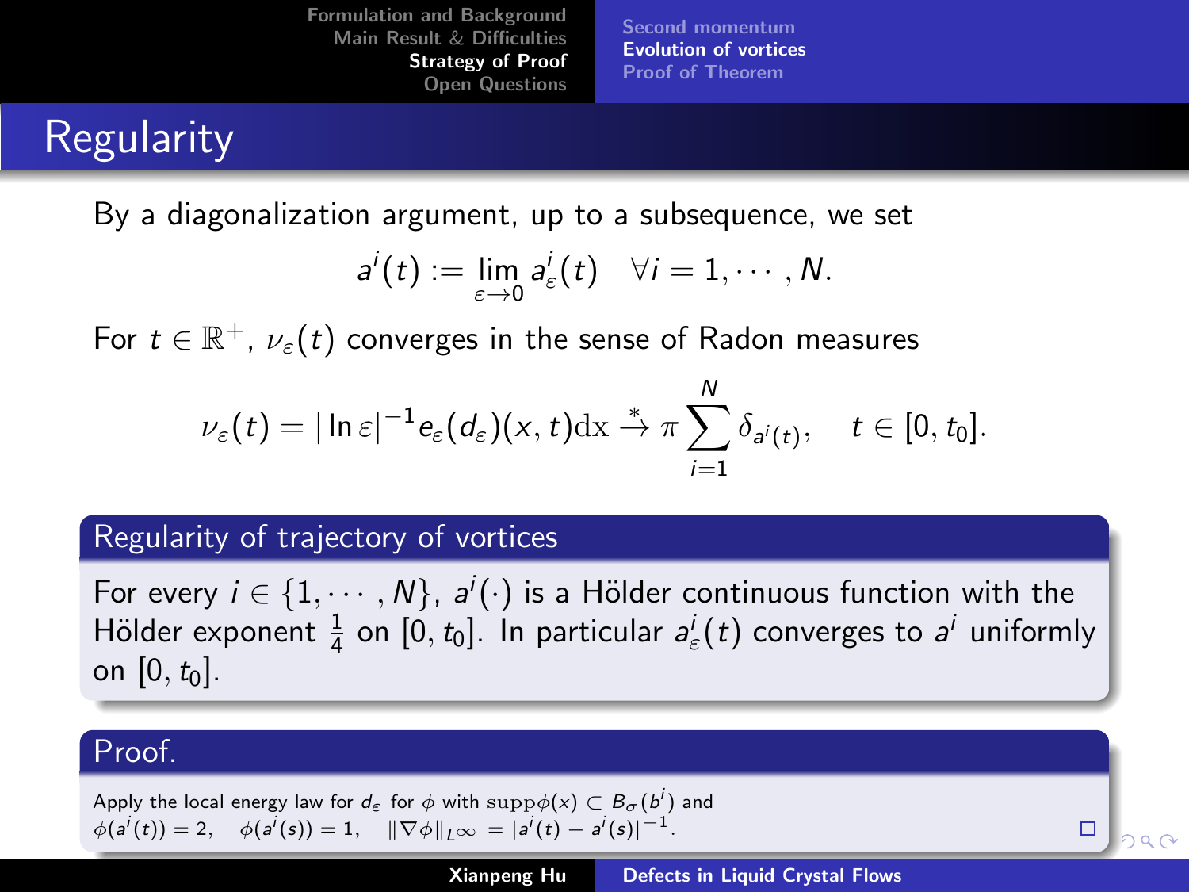# Regularity

By a diagonalization argument, up to a subsequence, we set

$$a^i(t) := \lim_{\varepsilon \to 0} a^i_\varepsilon(t) \quad \forall i = 1, \cdots, N.$$

For $t \in \mathbb{R}^+$, $\nu_\varepsilon(t)$ converges in the sense of Radon measures

$$\nu_\varepsilon(t) = |\ln \varepsilon|^{-1} e_\varepsilon(d_\varepsilon)(x,t)\mathrm{d}x \overset{*}{\to} \pi \sum_{i=1}^N \delta_{a^i(t)}, \quad t \in [0, t_0].$$

**Regularity of trajectory of vortices**

For every $i \in \{1, \cdots, N\}$, $a^i(\cdot)$ is a Hölder continuous function with the Hölder exponent $\frac{1}{4}$ on $[0, t_0]$. In particular $a^i_\varepsilon(t)$ converges to $a^i$ uniformly on $[0, t_0]$.

**Proof.**

Apply the local energy law for $d_\varepsilon$ for $\phi$ with $\mathrm{supp}\phi(x) \subset B_\sigma(b^i)$ and
$\phi(a^i(t)) = 2, \quad \phi(a^i(s)) = 1, \quad \|\nabla \phi\|_{L^\infty} = |a^i(t) - a^i(s)|^{-1}.$ □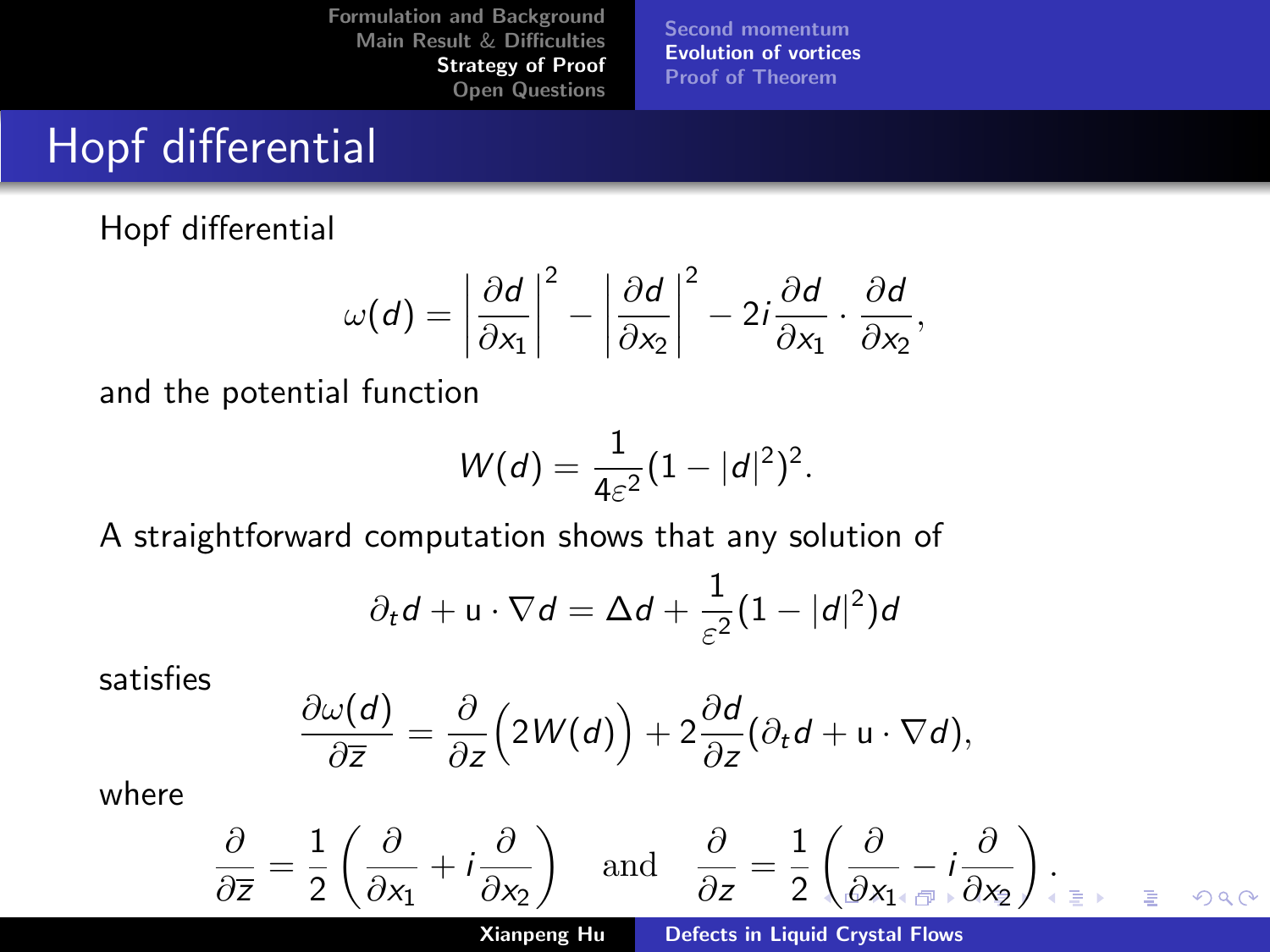# Hopf differential

Hopf differential

$$
\omega(d) = \left|\frac{\partial d}{\partial x_1}\right|^2 - \left|\frac{\partial d}{\partial x_2}\right|^2 - 2i\frac{\partial d}{\partial x_1}\cdot\frac{\partial d}{\partial x_2},
$$

and the potential function

$$
W(d) = \frac{1}{4\varepsilon^2}(1-|d|^2)^2.
$$

A straightforward computation shows that any solution of

$$
\partial_t d + \mathrm{u}\cdot\nabla d = \Delta d + \frac{1}{\varepsilon^2}(1-|d|^2)d
$$

satisfies

$$
\frac{\partial \omega(d)}{\partial \bar{z}} = \frac{\partial}{\partial z}\Big(2W(d)\Big) + 2\frac{\partial d}{\partial z}(\partial_t d + \mathrm{u}\cdot\nabla d),
$$

where

$$
\frac{\partial}{\partial \bar{z}} = \frac{1}{2}\left(\frac{\partial}{\partial x_1} + i\frac{\partial}{\partial x_2}\right) \quad \text{and} \quad \frac{\partial}{\partial z} = \frac{1}{2}\left(\frac{\partial}{\partial x_1} - i\frac{\partial}{\partial x_2}\right).
$$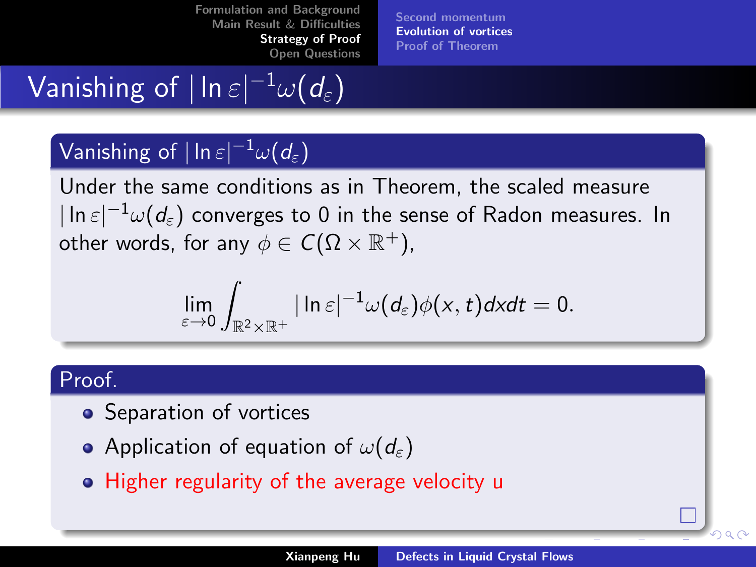# Vanishing of $|\ln \varepsilon|^{-1}\omega(d_\varepsilon)$

## Vanishing of $|\ln \varepsilon|^{-1}\omega(d_\varepsilon)$

Under the same conditions as in Theorem, the scaled measure $|\ln \varepsilon|^{-1}\omega(d_\varepsilon)$ converges to 0 in the sense of Radon measures. In other words, for any $\phi \in C(\Omega \times \mathbb{R}^+)$,

$$\lim_{\varepsilon \to 0} \int_{\mathbb{R}^2 \times \mathbb{R}^+} |\ln \varepsilon|^{-1}\omega(d_\varepsilon)\phi(x,t)dxdt = 0.$$

## Proof.

- Separation of vortices
- Application of equation of $\omega(d_\varepsilon)$
- Higher regularity of the average velocity u

□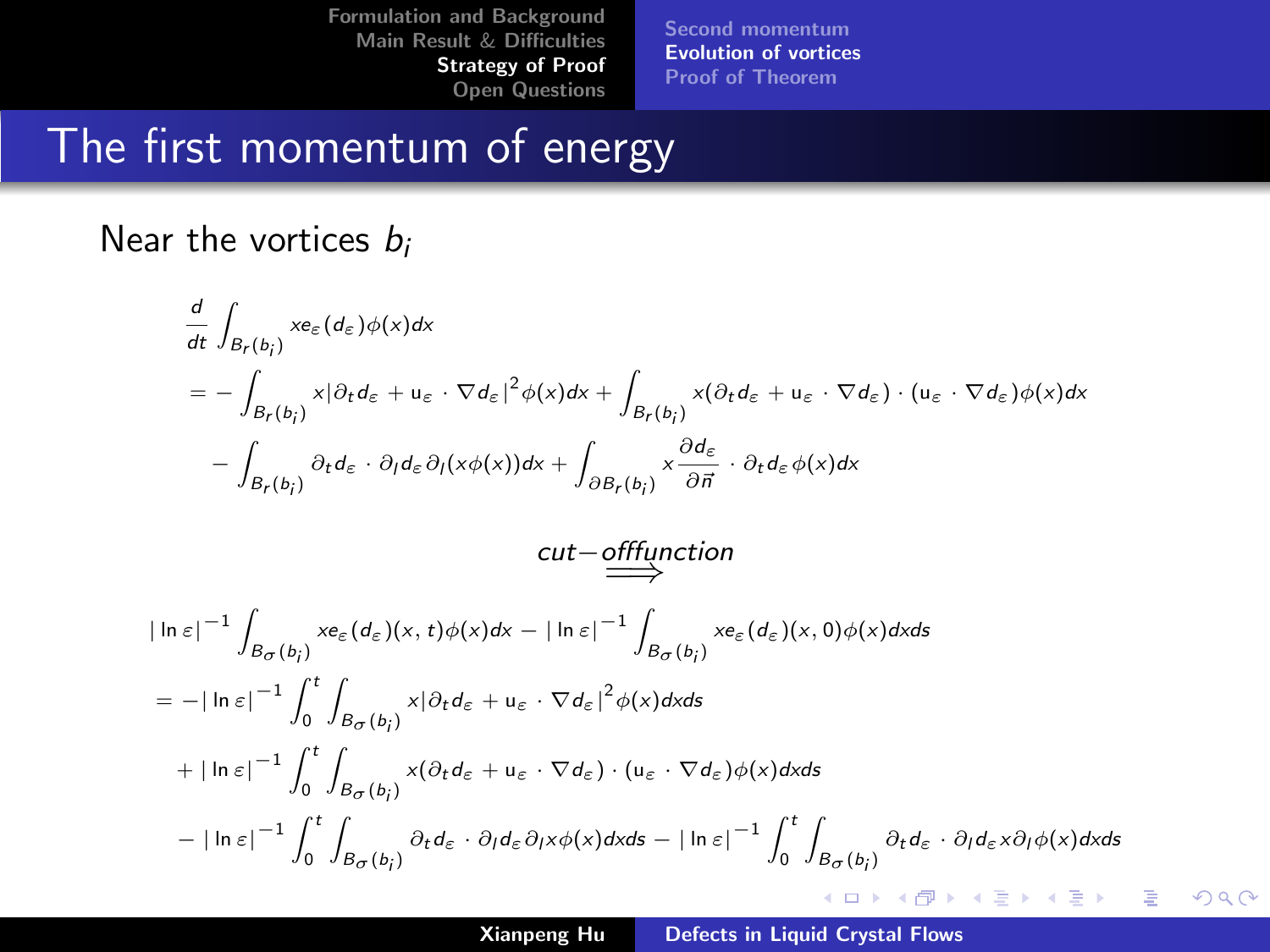# The first momentum of energy

Near the vortices $b_i$

$$
\begin{aligned}
&\frac{d}{dt}\int_{B_r(b_i)} x e_\varepsilon(d_\varepsilon)\phi(x)dx \\
&= -\int_{B_r(b_i)} x|\partial_t d_\varepsilon + \mathrm{u}_\varepsilon \cdot \nabla d_\varepsilon|^2 \phi(x)dx + \int_{B_r(b_i)} x(\partial_t d_\varepsilon + \mathrm{u}_\varepsilon \cdot \nabla d_\varepsilon)\cdot(\mathrm{u}_\varepsilon \cdot \nabla d_\varepsilon)\phi(x)dx \\
&\quad - \int_{B_r(b_i)} \partial_t d_\varepsilon \cdot \partial_l d_\varepsilon \partial_l (x\phi(x))dx + \int_{\partial B_r(b_i)} x\frac{\partial d_\varepsilon}{\partial \vec{n}} \cdot \partial_t d_\varepsilon \phi(x)dx
\end{aligned}
$$

$$
\underrightarrow{cut-offfunction}
$$

$$
\begin{aligned}
&|\ln\varepsilon|^{-1}\int_{B_\sigma(b_i)} x e_\varepsilon(d_\varepsilon)(x,t)\phi(x)dx - |\ln\varepsilon|^{-1}\int_{B_\sigma(b_i)} x e_\varepsilon(d_\varepsilon)(x,0)\phi(x)dxds \\
&= -|\ln\varepsilon|^{-1}\int_0^t\int_{B_\sigma(b_i)} x|\partial_t d_\varepsilon + \mathrm{u}_\varepsilon \cdot \nabla d_\varepsilon|^2\phi(x)dxds \\
&\quad + |\ln\varepsilon|^{-1}\int_0^t\int_{B_\sigma(b_i)} x(\partial_t d_\varepsilon + \mathrm{u}_\varepsilon \cdot \nabla d_\varepsilon)\cdot(\mathrm{u}_\varepsilon \cdot \nabla d_\varepsilon)\phi(x)dxds \\
&\quad - |\ln\varepsilon|^{-1}\int_0^t\int_{B_\sigma(b_i)} \partial_t d_\varepsilon \cdot \partial_l d_\varepsilon \partial_l x\phi(x)dxds - |\ln\varepsilon|^{-1}\int_0^t\int_{B_\sigma(b_i)} \partial_t d_\varepsilon \cdot \partial_l d_\varepsilon x\partial_l\phi(x)dxds
\end{aligned}
$$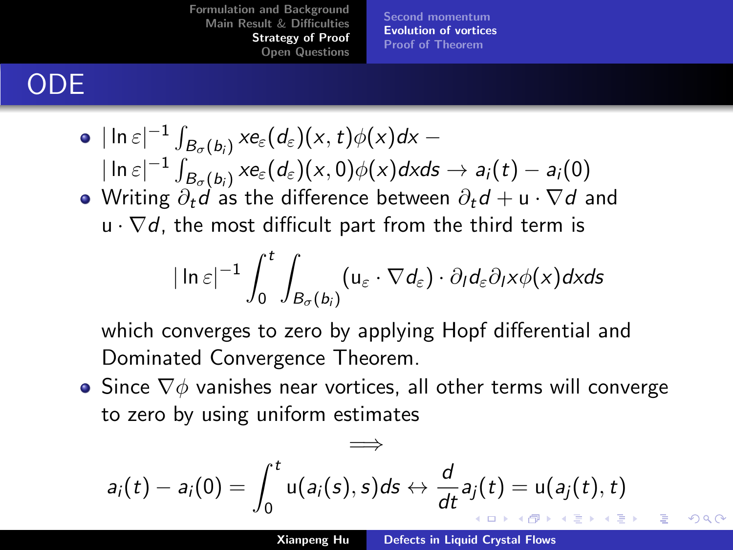## ODE

- $|\ln\varepsilon|^{-1}\int_{B_\sigma(b_i)} x e_\varepsilon(d_\varepsilon)(x,t)\phi(x)dx -$ $|\ln\varepsilon|^{-1}\int_{B_\sigma(b_i)} x e_\varepsilon(d_\varepsilon)(x,0)\phi(x)dxds \to a_i(t) - a_i(0)$
- Writing $\partial_t d$ as the difference between $\partial_t d + \mathrm{u}\cdot\nabla d$ and $\mathrm{u}\cdot\nabla d$, the most difficult part from the third term is

$$|\ln\varepsilon|^{-1}\int_0^t\int_{B_\sigma(b_i)} (\mathrm{u}_\varepsilon\cdot\nabla d_\varepsilon)\cdot\partial_l d_\varepsilon \partial_l x\phi(x)dxds$$

  which converges to zero by applying Hopf differential and Dominated Convergence Theorem.
- Since $\nabla\phi$ vanishes near vortices, all other terms will converge to zero by using uniform estimates

$$\Longrightarrow$$

$$a_i(t) - a_i(0) = \int_0^t \mathrm{u}(a_i(s),s)ds \leftrightarrow \frac{d}{dt}a_j(t) = \mathrm{u}(a_j(t),t)$$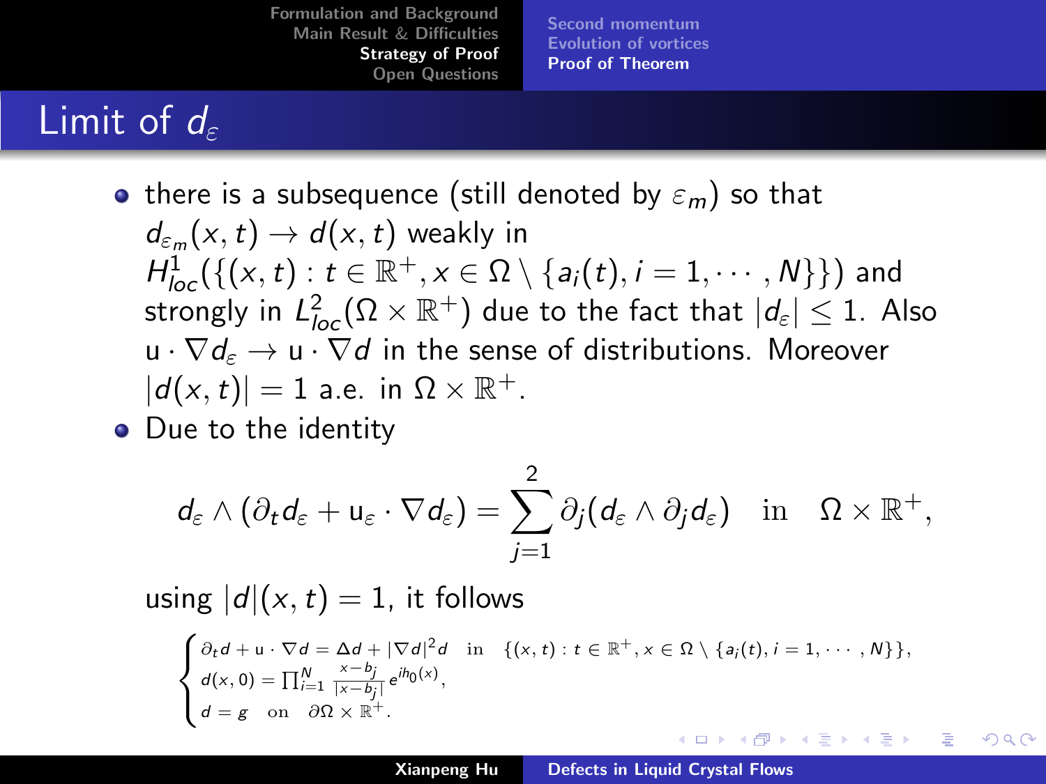# Limit of $d_\varepsilon$

- there is a subsequence (still denoted by $\varepsilon_m$) so that $d_{\varepsilon_m}(x,t) \to d(x,t)$ weakly in $H^1_{loc}(\{(x,t) : t \in \mathbb{R}^+, x \in \Omega \setminus \{a_i(t), i = 1, \cdots, N\}\})$ and strongly in $L^2_{loc}(\Omega \times \mathbb{R}^+)$ due to the fact that $|d_\varepsilon| \le 1$. Also $\mathrm{u} \cdot \nabla d_\varepsilon \to \mathrm{u} \cdot \nabla d$ in the sense of distributions. Moreover $|d(x,t)| = 1$ a.e. in $\Omega \times \mathbb{R}^+$.
- Due to the identity

$$d_\varepsilon \wedge (\partial_t d_\varepsilon + \mathrm{u}_\varepsilon \cdot \nabla d_\varepsilon) = \sum_{j=1}^{2} \partial_j (d_\varepsilon \wedge \partial_j d_\varepsilon) \quad \text{in} \quad \Omega \times \mathbb{R}^+,$$

using $|d|(x,t) = 1$, it follows

$$\begin{cases} \partial_t d + \mathrm{u} \cdot \nabla d = \Delta d + |\nabla d|^2 d \quad \text{in} \quad \{(x,t) : t \in \mathbb{R}^+, x \in \Omega \setminus \{a_i(t), i = 1, \cdots, N\}\}, \\ d(x,0) = \prod_{i=1}^{N} \frac{x - b_j}{|x - b_j|} e^{ih_0(x)}, \\ d = g \quad \text{on} \quad \partial\Omega \times \mathbb{R}^+. \end{cases}$$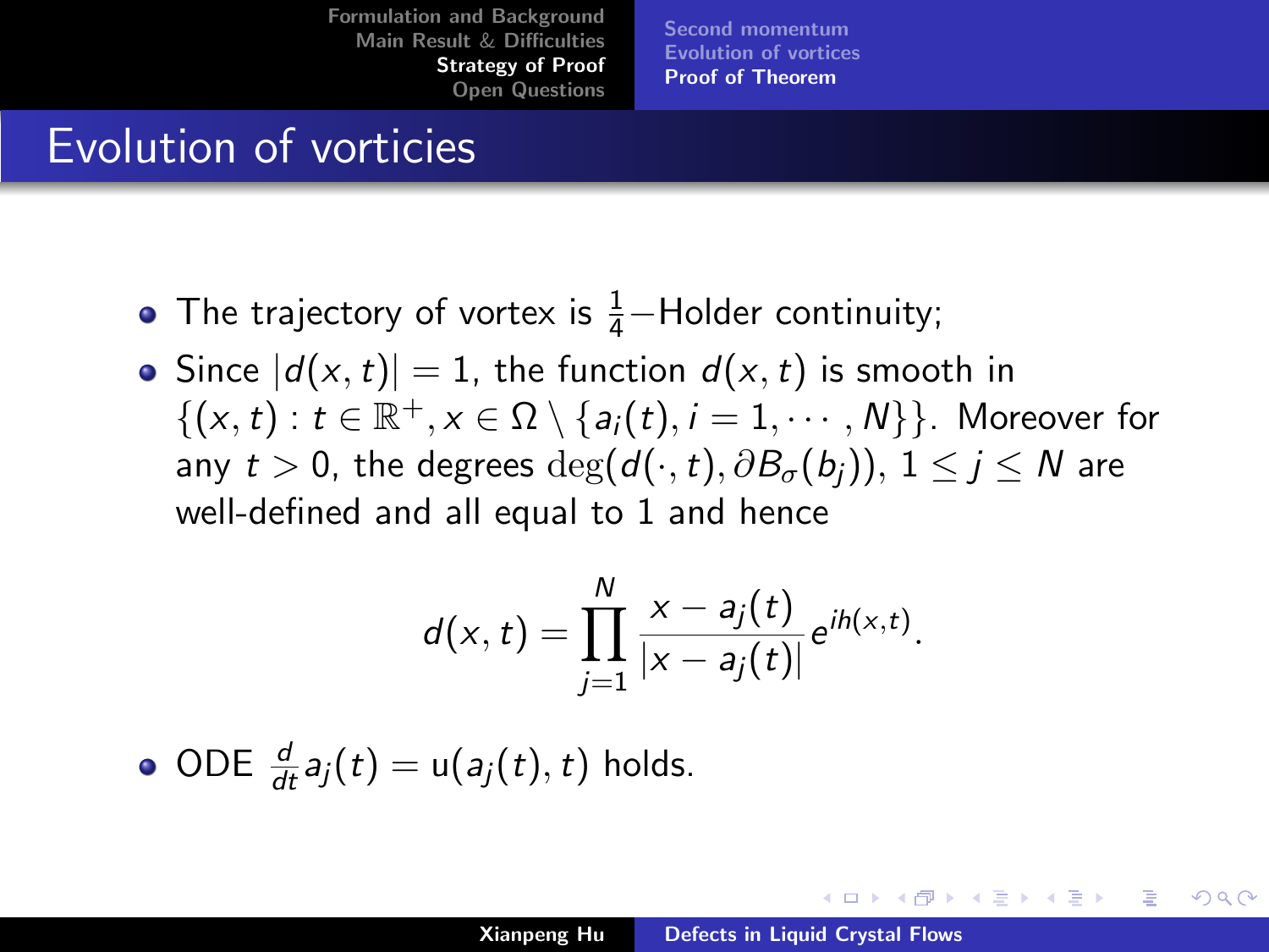# Evolution of vorticies

- The trajectory of vortex is $\frac{1}{4}-$Holder continuity;
- Since $|d(x,t)| = 1$, the function $d(x,t)$ is smooth in $\{(x,t) : t \in \mathbb{R}^+, x \in \Omega \setminus \{a_i(t), i = 1, \cdots, N\}\}$. Moreover for any $t > 0$, the degrees $\deg(d(\cdot,t), \partial B_\sigma(b_j))$, $1 \le j \le N$ are well-defined and all equal to 1 and hence

$$d(x,t) = \prod_{j=1}^{N} \frac{x - a_j(t)}{|x - a_j(t)|} e^{ih(x,t)}.$$

- ODE $\frac{d}{dt} a_j(t) = \mathrm{u}(a_j(t), t)$ holds.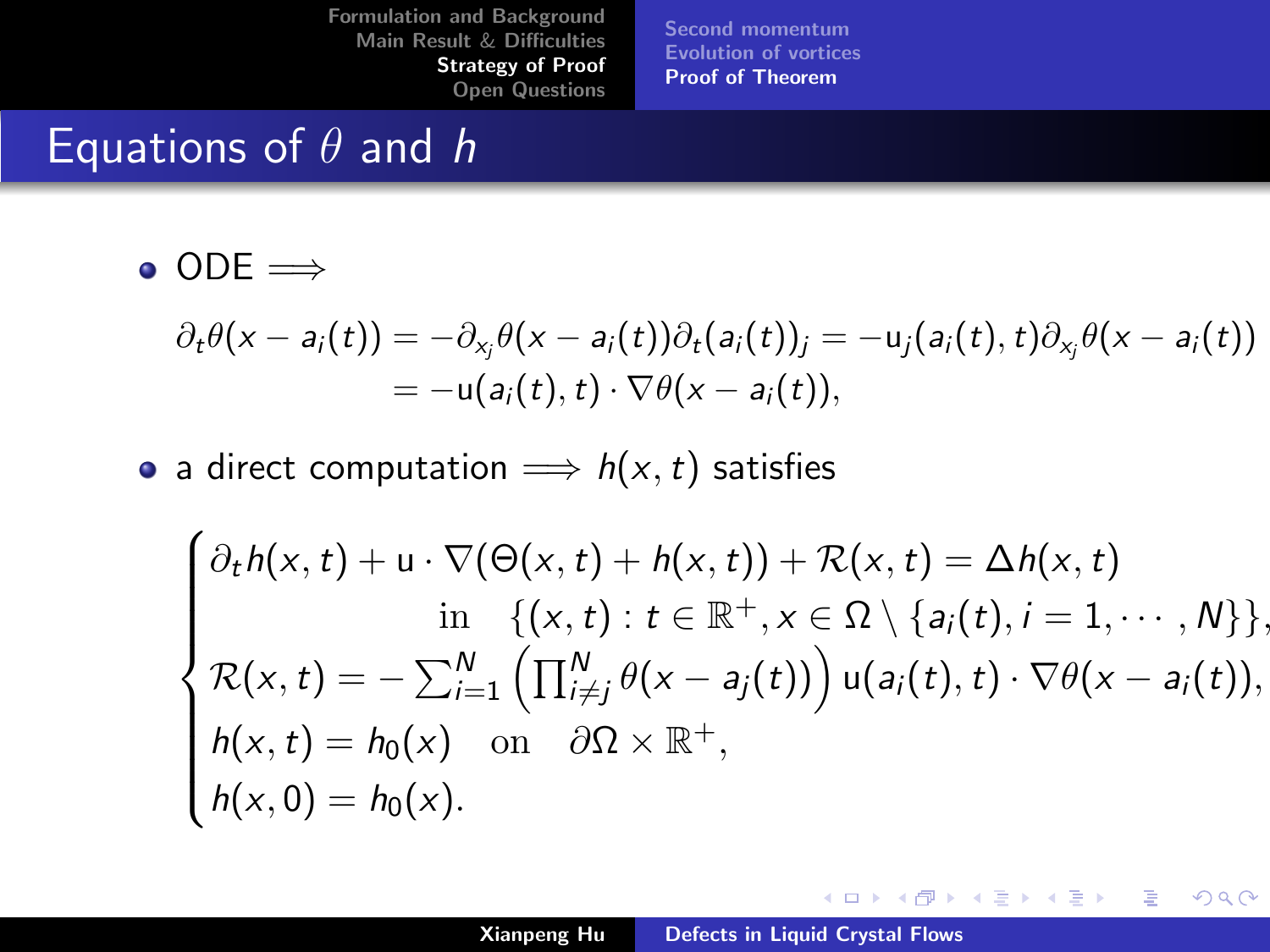# Equations of $\theta$ and $h$

- ODE $\Longrightarrow$

$$
\begin{aligned}
\partial_t \theta(x - a_i(t)) &= -\partial_{x_j}\theta(x - a_i(t))\partial_t(a_i(t))_j = -\mathrm{u}_j(a_i(t), t)\partial_{x_j}\theta(x - a_i(t)) \\
&= -\mathrm{u}(a_i(t), t) \cdot \nabla\theta(x - a_i(t)),
\end{aligned}
$$

- a direct computation $\Longrightarrow$ $h(x, t)$ satisfies

$$
\begin{cases}
\partial_t h(x,t) + \mathrm{u} \cdot \nabla(\Theta(x,t) + h(x,t)) + \mathcal{R}(x,t) = \Delta h(x,t) \\
\qquad\qquad\qquad \text{in} \quad \{(x,t) : t \in \mathbb{R}^+, x \in \Omega \setminus \{a_i(t), i = 1, \cdots, N\}\}, \\
\mathcal{R}(x,t) = -\sum_{i=1}^N \left(\prod_{i \neq j}^N \theta(x - a_j(t))\right) \mathrm{u}(a_i(t), t) \cdot \nabla\theta(x - a_i(t)), \\
h(x,t) = h_0(x) \quad \text{on} \quad \partial\Omega \times \mathbb{R}^+, \\
h(x,0) = h_0(x).
\end{cases}
$$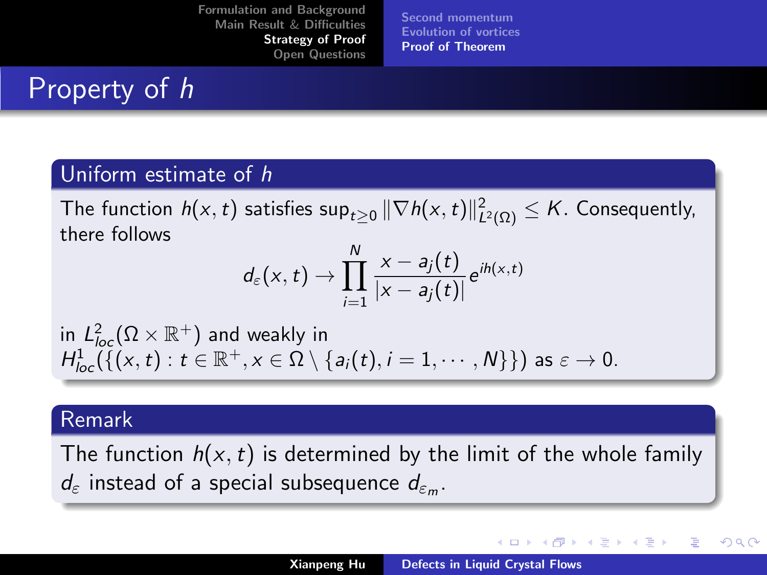# Property of $h$

## Uniform estimate of $h$

The function $h(x,t)$ satisfies $\sup_{t\geq 0} \|\nabla h(x,t)\|^2_{L^2(\Omega)} \leq K$. Consequently, there follows

$$d_\varepsilon(x,t) \to \prod_{i=1}^{N} \frac{x - a_j(t)}{|x - a_j(t)|} e^{ih(x,t)}$$

in $L^2_{loc}(\Omega \times \mathbb{R}^+)$ and weakly in $H^1_{loc}(\{(x,t) : t \in \mathbb{R}^+, x \in \Omega \setminus \{a_i(t), i = 1, \cdots, N\}\})$ as $\varepsilon \to 0$.

## Remark

The function $h(x,t)$ is determined by the limit of the whole family $d_\varepsilon$ instead of a special subsequence $d_{\varepsilon_m}$.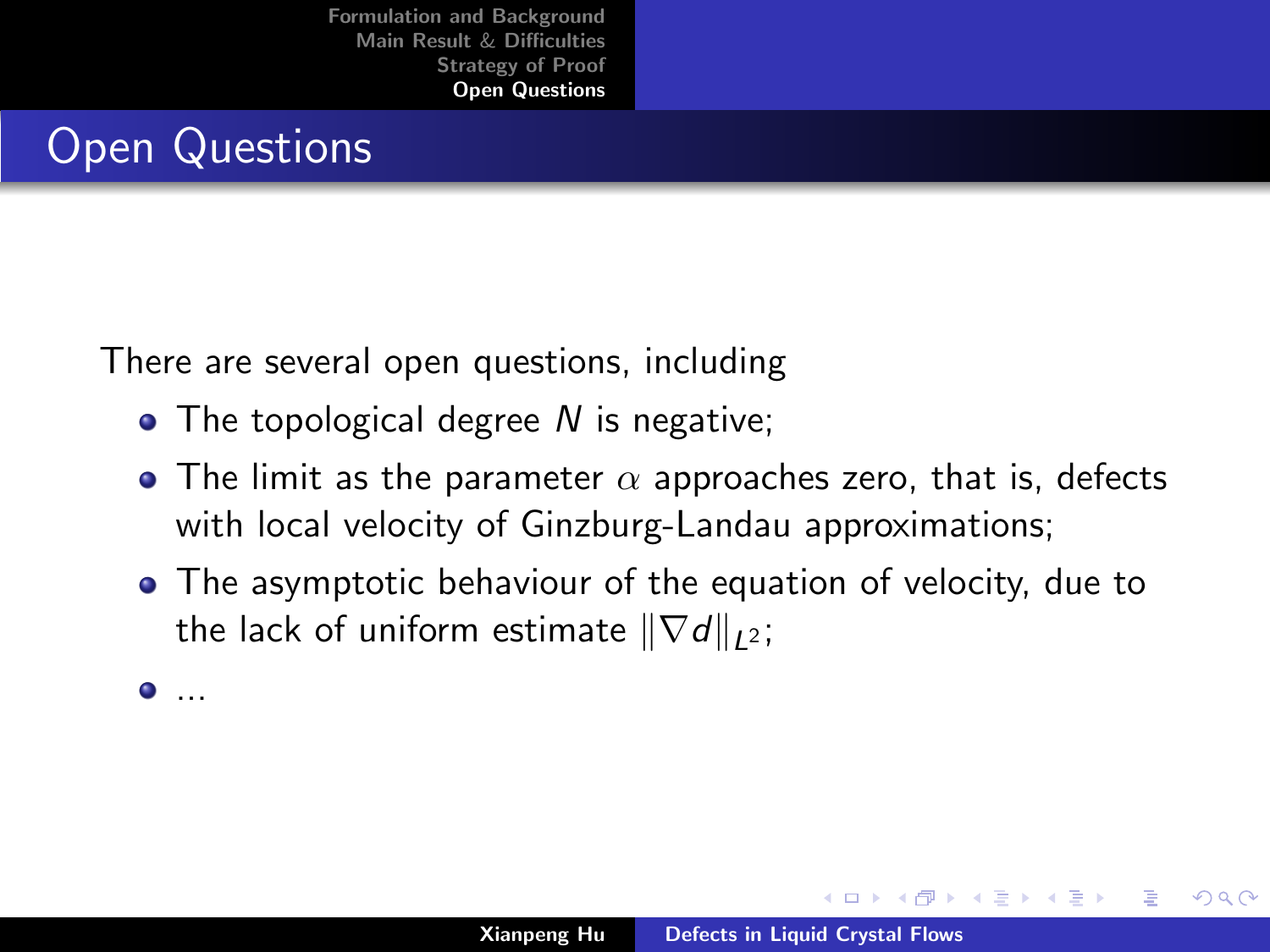# Open Questions

There are several open questions, including

- The topological degree $N$ is negative;
- The limit as the parameter $\alpha$ approaches zero, that is, defects with local velocity of Ginzburg-Landau approximations;
- The asymptotic behaviour of the equation of velocity, due to the lack of uniform estimate $\|\nabla d\|_{L^2}$;
- ...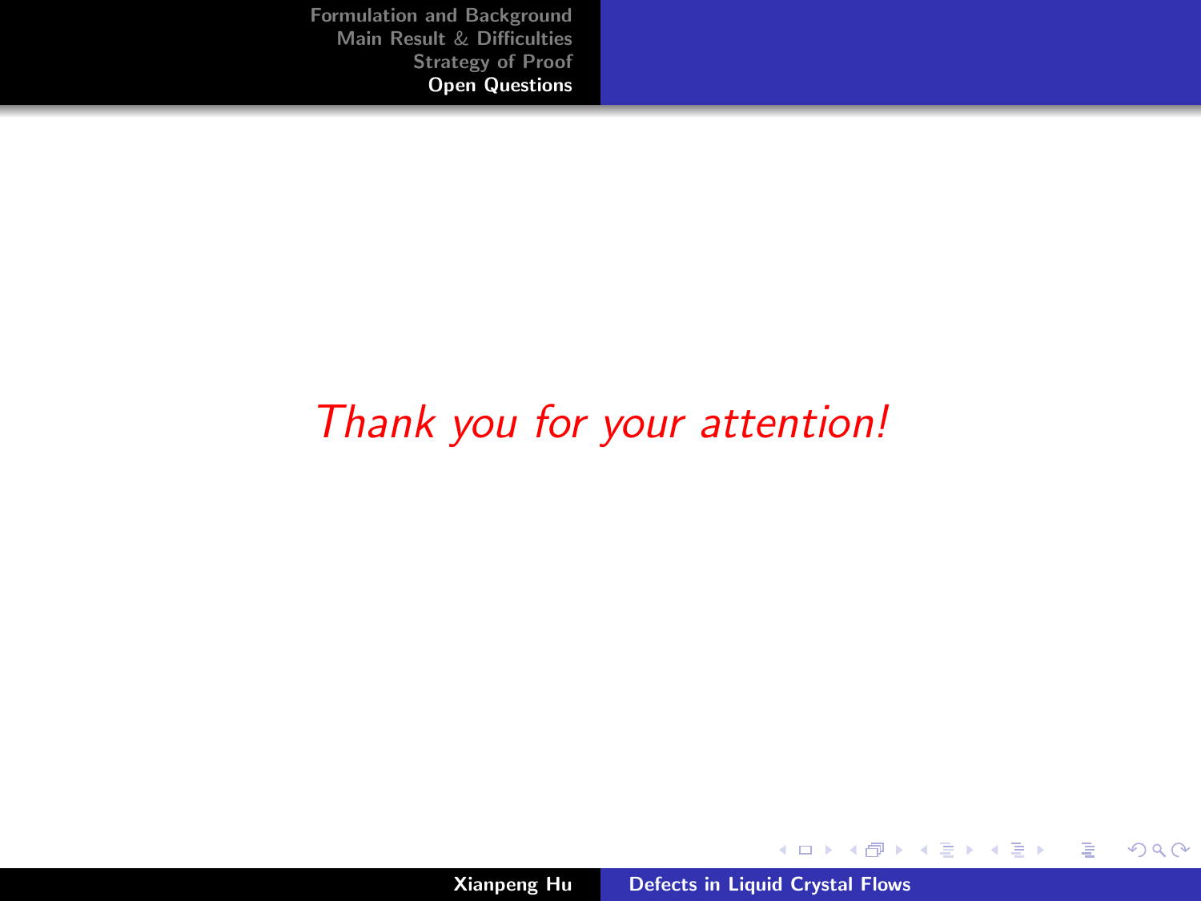*Thank you for your attention!*